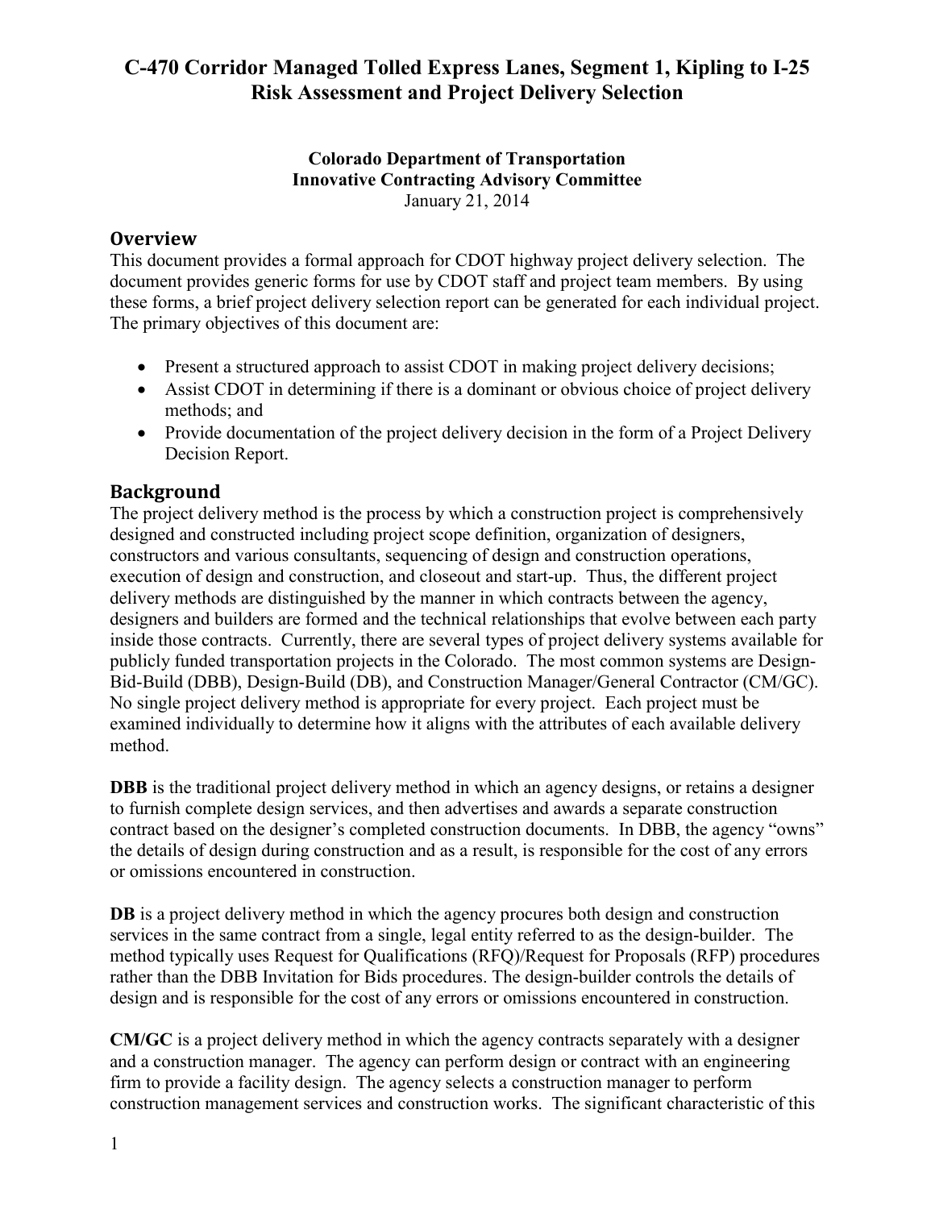# C-470 Corridor Managed Tolled Express Lanes, Segment 1, Kipling to I-25 Risk Assessment and Project Delivery Selection

**Colorado Department of Transportation**
**Innovative Contracting Advisory Committee**
January 21, 2014

## Overview

This document provides a formal approach for CDOT highway project delivery selection. The document provides generic forms for use by CDOT staff and project team members. By using these forms, a brief project delivery selection report can be generated for each individual project. The primary objectives of this document are:

- Present a structured approach to assist CDOT in making project delivery decisions;
- Assist CDOT in determining if there is a dominant or obvious choice of project delivery methods; and
- Provide documentation of the project delivery decision in the form of a Project Delivery Decision Report.

## Background

The project delivery method is the process by which a construction project is comprehensively designed and constructed including project scope definition, organization of designers, constructors and various consultants, sequencing of design and construction operations, execution of design and construction, and closeout and start-up. Thus, the different project delivery methods are distinguished by the manner in which contracts between the agency, designers and builders are formed and the technical relationships that evolve between each party inside those contracts. Currently, there are several types of project delivery systems available for publicly funded transportation projects in the Colorado. The most common systems are Design-Bid-Build (DBB), Design-Build (DB), and Construction Manager/General Contractor (CM/GC). No single project delivery method is appropriate for every project. Each project must be examined individually to determine how it aligns with the attributes of each available delivery method.

**DBB** is the traditional project delivery method in which an agency designs, or retains a designer to furnish complete design services, and then advertises and awards a separate construction contract based on the designer's completed construction documents. In DBB, the agency "owns" the details of design during construction and as a result, is responsible for the cost of any errors or omissions encountered in construction.

**DB** is a project delivery method in which the agency procures both design and construction services in the same contract from a single, legal entity referred to as the design-builder. The method typically uses Request for Qualifications (RFQ)/Request for Proposals (RFP) procedures rather than the DBB Invitation for Bids procedures. The design-builder controls the details of design and is responsible for the cost of any errors or omissions encountered in construction.

**CM/GC** is a project delivery method in which the agency contracts separately with a designer and a construction manager. The agency can perform design or contract with an engineering firm to provide a facility design. The agency selects a construction manager to perform construction management services and construction works. The significant characteristic of this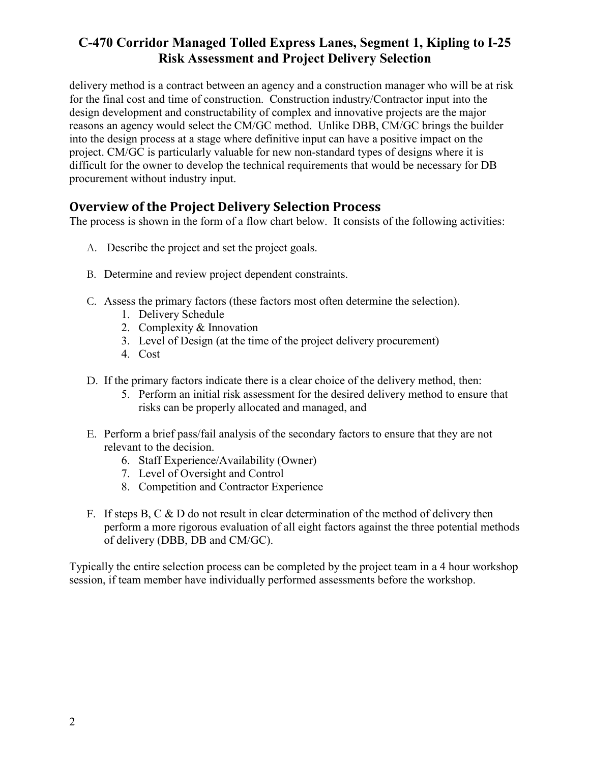delivery method is a contract between an agency and a construction manager who will be at risk for the final cost and time of construction. Construction industry/Contractor input into the design development and constructability of complex and innovative projects are the major reasons an agency would select the CM/GC method. Unlike DBB, CM/GC brings the builder into the design process at a stage where definitive input can have a positive impact on the project. CM/GC is particularly valuable for new non-standard types of designs where it is difficult for the owner to develop the technical requirements that would be necessary for DB procurement without industry input.

## Overview of the Project Delivery Selection Process

The process is shown in the form of a flow chart below. It consists of the following activities:

A. Describe the project and set the project goals.

B. Determine and review project dependent constraints.

C. Assess the primary factors (these factors most often determine the selection).
   1. Delivery Schedule
   2. Complexity & Innovation
   3. Level of Design (at the time of the project delivery procurement)
   4. Cost

D. If the primary factors indicate there is a clear choice of the delivery method, then:
   5. Perform an initial risk assessment for the desired delivery method to ensure that risks can be properly allocated and managed, and

E. Perform a brief pass/fail analysis of the secondary factors to ensure that they are not relevant to the decision.
   6. Staff Experience/Availability (Owner)
   7. Level of Oversight and Control
   8. Competition and Contractor Experience

F. If steps B, C & D do not result in clear determination of the method of delivery then perform a more rigorous evaluation of all eight factors against the three potential methods of delivery (DBB, DB and CM/GC).

Typically the entire selection process can be completed by the project team in a 4 hour workshop session, if team member have individually performed assessments before the workshop.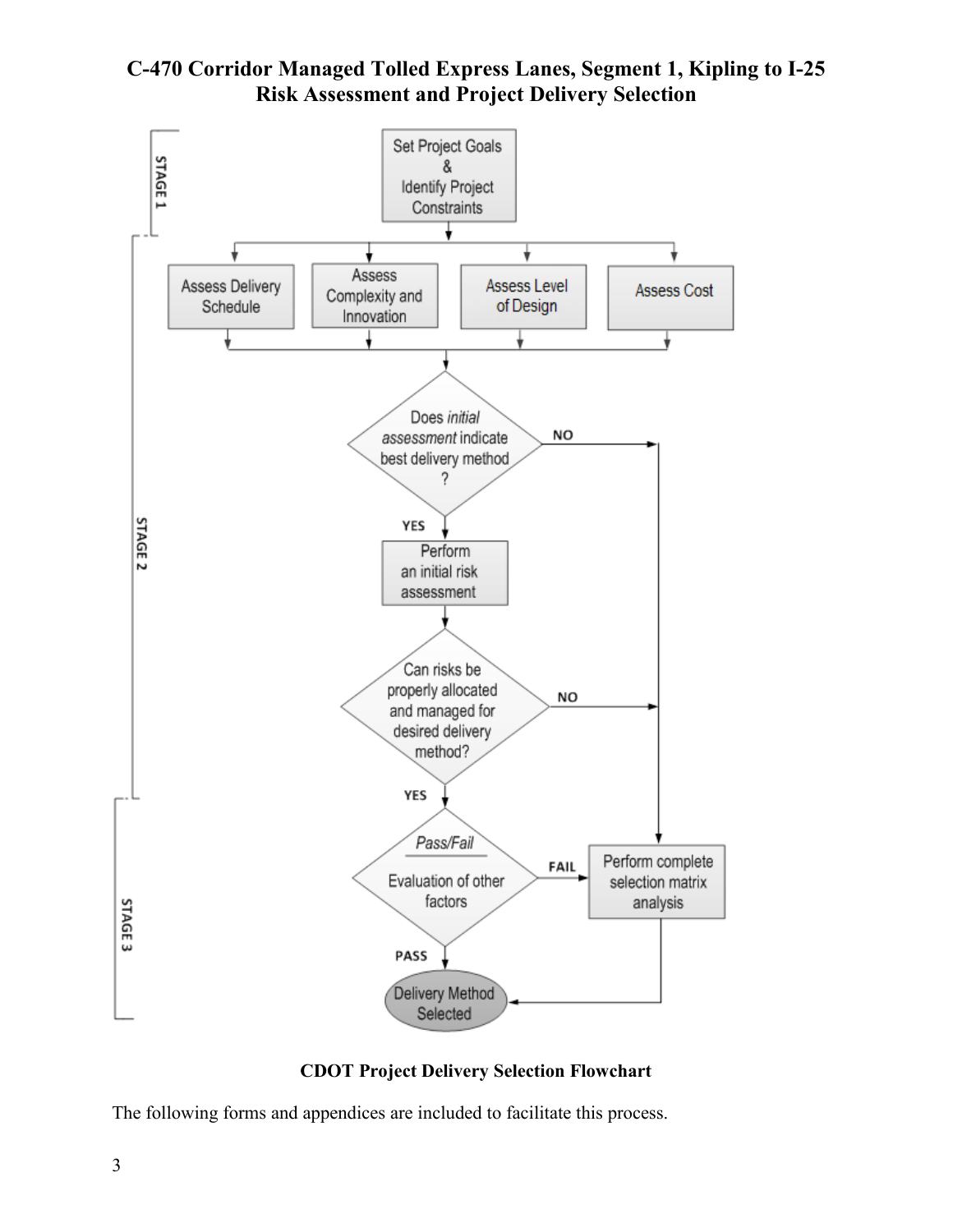**STAGE 1**

- Set Project Goals & Identify Project Constraints

**STAGE 2**

- Assess Delivery Schedule
- Assess Complexity and Innovation
- Assess Level of Design
- Assess Cost
- Does *initial assessment* indicate best delivery method?
  - NO → Perform complete selection matrix analysis
  - YES → Perform an initial risk assessment
- Can risks be properly allocated and managed for desired delivery method?
  - NO → Perform complete selection matrix analysis
  - YES → *Pass/Fail* Evaluation of other factors

**STAGE 3**

- *Pass/Fail* Evaluation of other factors
  - FAIL → Perform complete selection matrix analysis → Delivery Method Selected
  - PASS → Delivery Method Selected

**CDOT Project Delivery Selection Flowchart**

The following forms and appendices are included to facilitate this process.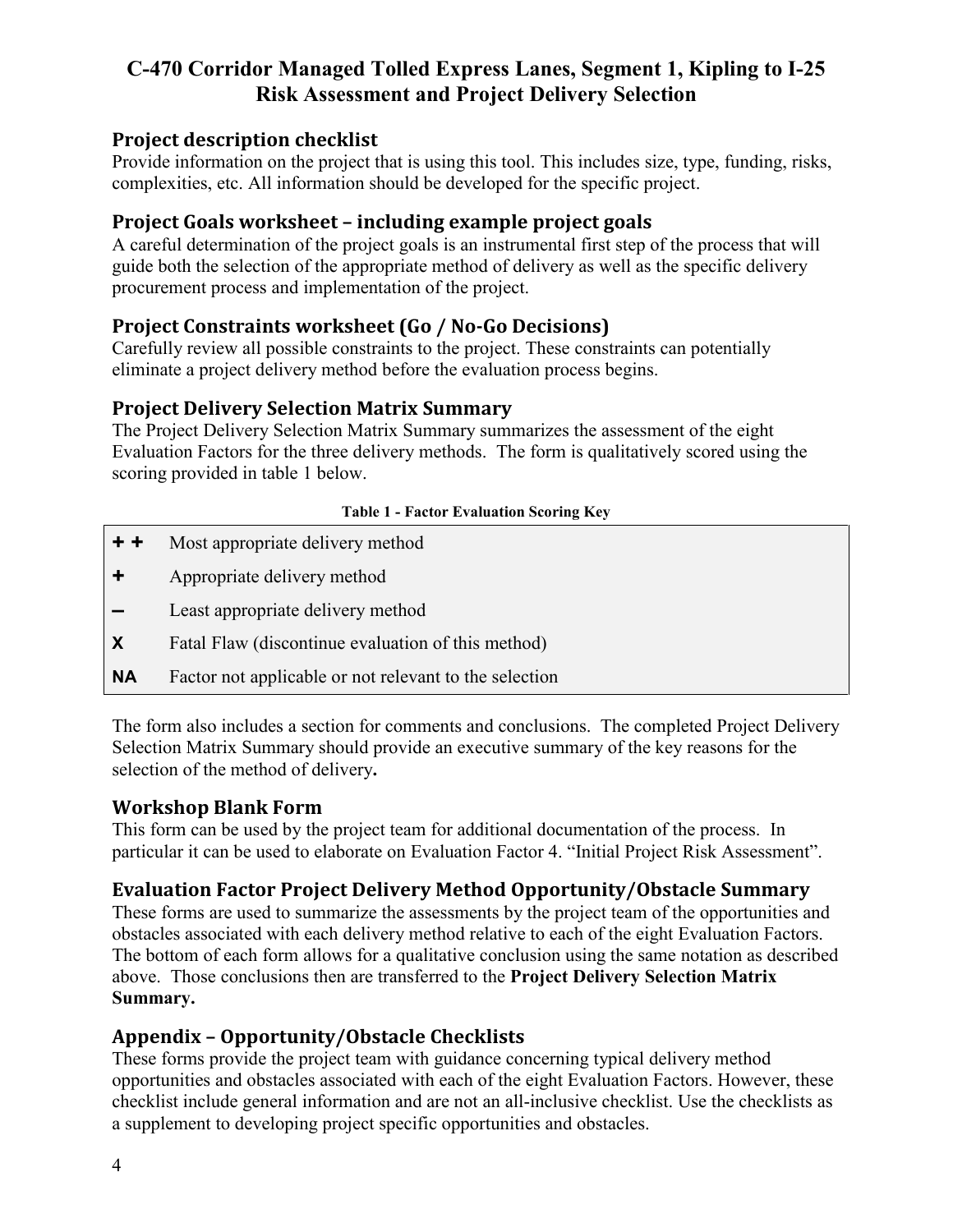# C-470 Corridor Managed Tolled Express Lanes, Segment 1, Kipling to I-25 Risk Assessment and Project Delivery Selection

## Project description checklist

Provide information on the project that is using this tool. This includes size, type, funding, risks, complexities, etc. All information should be developed for the specific project.

## Project Goals worksheet – including example project goals

A careful determination of the project goals is an instrumental first step of the process that will guide both the selection of the appropriate method of delivery as well as the specific delivery procurement process and implementation of the project.

## Project Constraints worksheet (Go / No-Go Decisions)

Carefully review all possible constraints to the project. These constraints can potentially eliminate a project delivery method before the evaluation process begins.

## Project Delivery Selection Matrix Summary

The Project Delivery Selection Matrix Summary summarizes the assessment of the eight Evaluation Factors for the three delivery methods. The form is qualitatively scored using the scoring provided in table 1 below.

**Table 1 - Factor Evaluation Scoring Key**

| | |
|---|---|
| **+ +** | Most appropriate delivery method |
| **+** | Appropriate delivery method |
| **–** | Least appropriate delivery method |
| **X** | Fatal Flaw (discontinue evaluation of this method) |
| **NA** | Factor not applicable or not relevant to the selection |

The form also includes a section for comments and conclusions. The completed Project Delivery Selection Matrix Summary should provide an executive summary of the key reasons for the selection of the method of delivery**.**

## Workshop Blank Form

This form can be used by the project team for additional documentation of the process. In particular it can be used to elaborate on Evaluation Factor 4. "Initial Project Risk Assessment".

## Evaluation Factor Project Delivery Method Opportunity/Obstacle Summary

These forms are used to summarize the assessments by the project team of the opportunities and obstacles associated with each delivery method relative to each of the eight Evaluation Factors. The bottom of each form allows for a qualitative conclusion using the same notation as described above. Those conclusions then are transferred to the **Project Delivery Selection Matrix Summary.**

## Appendix – Opportunity/Obstacle Checklists

These forms provide the project team with guidance concerning typical delivery method opportunities and obstacles associated with each of the eight Evaluation Factors. However, these checklist include general information and are not an all-inclusive checklist. Use the checklists as a supplement to developing project specific opportunities and obstacles.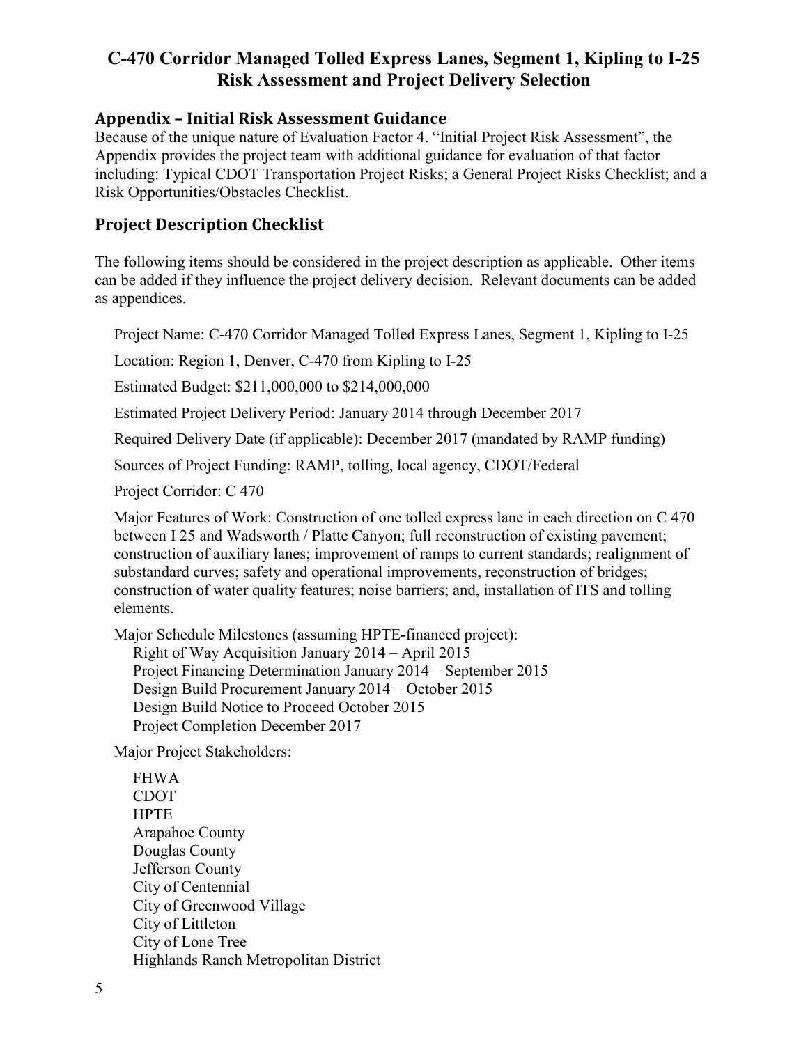# C-470 Corridor Managed Tolled Express Lanes, Segment 1, Kipling to I-25 Risk Assessment and Project Delivery Selection

## Appendix – Initial Risk Assessment Guidance

Because of the unique nature of Evaluation Factor 4. "Initial Project Risk Assessment", the Appendix provides the project team with additional guidance for evaluation of that factor including: Typical CDOT Transportation Project Risks; a General Project Risks Checklist; and a Risk Opportunities/Obstacles Checklist.

## Project Description Checklist

The following items should be considered in the project description as applicable. Other items can be added if they influence the project delivery decision. Relevant documents can be added as appendices.

Project Name: C-470 Corridor Managed Tolled Express Lanes, Segment 1, Kipling to I-25

Location: Region 1, Denver, C-470 from Kipling to I-25

Estimated Budget: $211,000,000 to $214,000,000

Estimated Project Delivery Period: January 2014 through December 2017

Required Delivery Date (if applicable): December 2017 (mandated by RAMP funding)

Sources of Project Funding: RAMP, tolling, local agency, CDOT/Federal

Project Corridor: C 470

Major Features of Work: Construction of one tolled express lane in each direction on C 470 between I 25 and Wadsworth / Platte Canyon; full reconstruction of existing pavement; construction of auxiliary lanes; improvement of ramps to current standards; realignment of substandard curves; safety and operational improvements, reconstruction of bridges; construction of water quality features; noise barriers; and, installation of ITS and tolling elements.

Major Schedule Milestones (assuming HPTE-financed project):
- Right of Way Acquisition January 2014 – April 2015
- Project Financing Determination January 2014 – September 2015
- Design Build Procurement January 2014 – October 2015
- Design Build Notice to Proceed October 2015
- Project Completion December 2017

Major Project Stakeholders:

- FHWA
- CDOT
- HPTE
- Arapahoe County
- Douglas County
- Jefferson County
- City of Centennial
- City of Greenwood Village
- City of Littleton
- City of Lone Tree
- Highlands Ranch Metropolitan District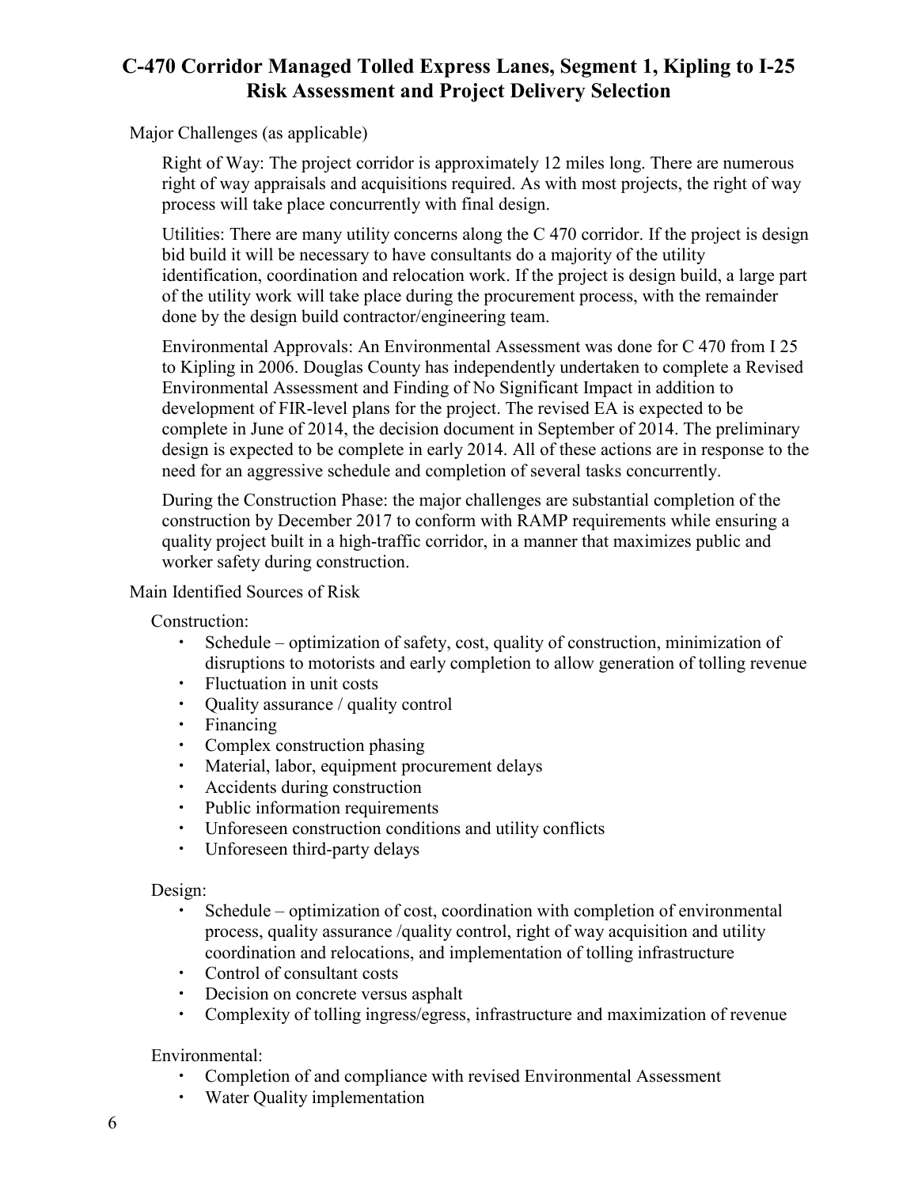# C-470 Corridor Managed Tolled Express Lanes, Segment 1, Kipling to I-25 Risk Assessment and Project Delivery Selection

Major Challenges (as applicable)

Right of Way: The project corridor is approximately 12 miles long. There are numerous right of way appraisals and acquisitions required. As with most projects, the right of way process will take place concurrently with final design.

Utilities: There are many utility concerns along the C 470 corridor. If the project is design bid build it will be necessary to have consultants do a majority of the utility identification, coordination and relocation work. If the project is design build, a large part of the utility work will take place during the procurement process, with the remainder done by the design build contractor/engineering team.

Environmental Approvals: An Environmental Assessment was done for C 470 from I 25 to Kipling in 2006. Douglas County has independently undertaken to complete a Revised Environmental Assessment and Finding of No Significant Impact in addition to development of FIR-level plans for the project. The revised EA is expected to be complete in June of 2014, the decision document in September of 2014. The preliminary design is expected to be complete in early 2014. All of these actions are in response to the need for an aggressive schedule and completion of several tasks concurrently.

During the Construction Phase: the major challenges are substantial completion of the construction by December 2017 to conform with RAMP requirements while ensuring a quality project built in a high-traffic corridor, in a manner that maximizes public and worker safety during construction.

Main Identified Sources of Risk

Construction:

- Schedule – optimization of safety, cost, quality of construction, minimization of disruptions to motorists and early completion to allow generation of tolling revenue
- Fluctuation in unit costs
- Quality assurance / quality control
- Financing
- Complex construction phasing
- Material, labor, equipment procurement delays
- Accidents during construction
- Public information requirements
- Unforeseen construction conditions and utility conflicts
- Unforeseen third-party delays

Design:

- Schedule – optimization of cost, coordination with completion of environmental process, quality assurance /quality control, right of way acquisition and utility coordination and relocations, and implementation of tolling infrastructure
- Control of consultant costs
- Decision on concrete versus asphalt
- Complexity of tolling ingress/egress, infrastructure and maximization of revenue

Environmental:

- Completion of and compliance with revised Environmental Assessment
- Water Quality implementation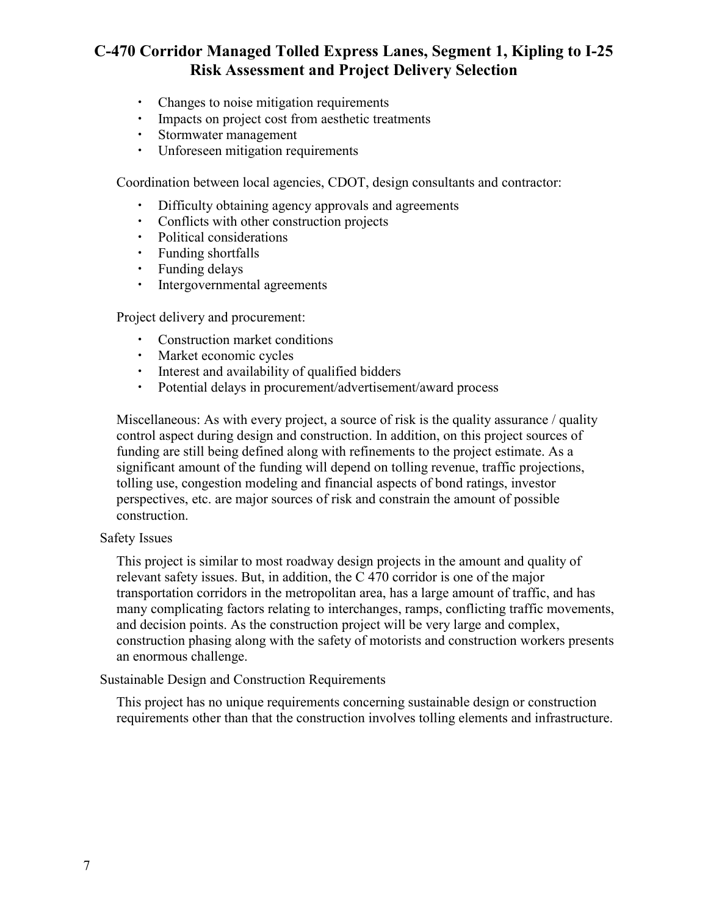- Changes to noise mitigation requirements
- Impacts on project cost from aesthetic treatments
- Stormwater management
- Unforeseen mitigation requirements

Coordination between local agencies, CDOT, design consultants and contractor:

- Difficulty obtaining agency approvals and agreements
- Conflicts with other construction projects
- Political considerations
- Funding shortfalls
- Funding delays
- Intergovernmental agreements

Project delivery and procurement:

- Construction market conditions
- Market economic cycles
- Interest and availability of qualified bidders
- Potential delays in procurement/advertisement/award process

Miscellaneous: As with every project, a source of risk is the quality assurance / quality control aspect during design and construction. In addition, on this project sources of funding are still being defined along with refinements to the project estimate. As a significant amount of the funding will depend on tolling revenue, traffic projections, tolling use, congestion modeling and financial aspects of bond ratings, investor perspectives, etc. are major sources of risk and constrain the amount of possible construction.

Safety Issues

This project is similar to most roadway design projects in the amount and quality of relevant safety issues. But, in addition, the C 470 corridor is one of the major transportation corridors in the metropolitan area, has a large amount of traffic, and has many complicating factors relating to interchanges, ramps, conflicting traffic movements, and decision points. As the construction project will be very large and complex, construction phasing along with the safety of motorists and construction workers presents an enormous challenge.

Sustainable Design and Construction Requirements

This project has no unique requirements concerning sustainable design or construction requirements other than that the construction involves tolling elements and infrastructure.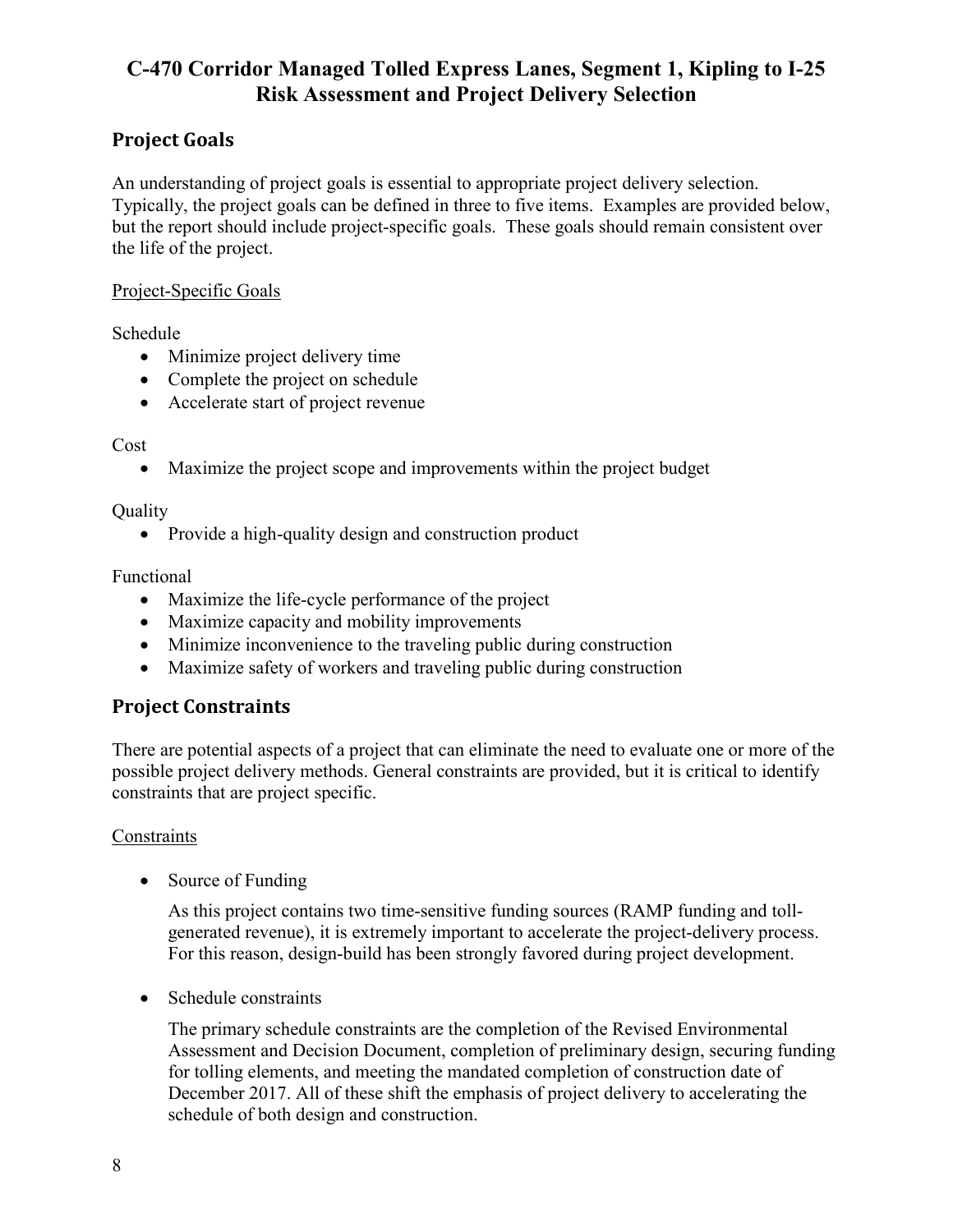# C-470 Corridor Managed Tolled Express Lanes, Segment 1, Kipling to I-25
# Risk Assessment and Project Delivery Selection

## Project Goals

An understanding of project goals is essential to appropriate project delivery selection. Typically, the project goals can be defined in three to five items. Examples are provided below, but the report should include project-specific goals. These goals should remain consistent over the life of the project.

Project-Specific Goals

Schedule

- Minimize project delivery time
- Complete the project on schedule
- Accelerate start of project revenue

Cost

- Maximize the project scope and improvements within the project budget

Quality

- Provide a high-quality design and construction product

Functional

- Maximize the life-cycle performance of the project
- Maximize capacity and mobility improvements
- Minimize inconvenience to the traveling public during construction
- Maximize safety of workers and traveling public during construction

## Project Constraints

There are potential aspects of a project that can eliminate the need to evaluate one or more of the possible project delivery methods. General constraints are provided, but it is critical to identify constraints that are project specific.

Constraints

- Source of Funding

  As this project contains two time-sensitive funding sources (RAMP funding and toll-generated revenue), it is extremely important to accelerate the project-delivery process. For this reason, design-build has been strongly favored during project development.

- Schedule constraints

  The primary schedule constraints are the completion of the Revised Environmental Assessment and Decision Document, completion of preliminary design, securing funding for tolling elements, and meeting the mandated completion of construction date of December 2017. All of these shift the emphasis of project delivery to accelerating the schedule of both design and construction.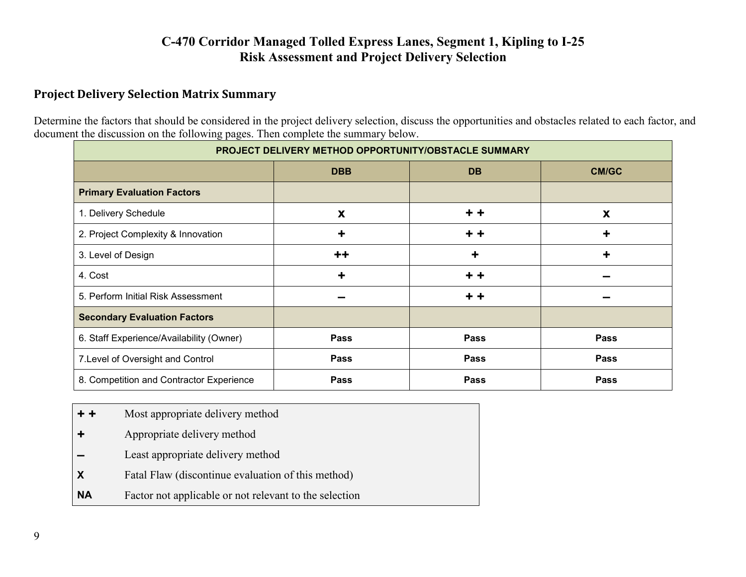# C-470 Corridor Managed Tolled Express Lanes, Segment 1, Kipling to I-25
# Risk Assessment and Project Delivery Selection

## Project Delivery Selection Matrix Summary

Determine the factors that should be considered in the project delivery selection, discuss the opportunities and obstacles related to each factor, and document the discussion on the following pages. Then complete the summary below.

| PROJECT DELIVERY METHOD OPPORTUNITY/OBSTACLE SUMMARY | | | |
|---|---|---|---|
| | **DBB** | **DB** | **CM/GC** |
| **Primary Evaluation Factors** | | | |
| 1. Delivery Schedule | **X** | **+ +** | **X** |
| 2. Project Complexity & Innovation | **+** | **+ +** | **+** |
| 3. Level of Design | **++** | **+** | **+** |
| 4. Cost | **+** | **+ +** | **–** |
| 5. Perform Initial Risk Assessment | **–** | **+ +** | **–** |
| **Secondary Evaluation Factors** | | | |
| 6. Staff Experience/Availability (Owner) | **Pass** | **Pass** | **Pass** |
| 7.Level of Oversight and Control | **Pass** | **Pass** | **Pass** |
| 8. Competition and Contractor Experience | **Pass** | **Pass** | **Pass** |

| | |
|---|---|
| **+ +** | Most appropriate delivery method |
| **+** | Appropriate delivery method |
| **–** | Least appropriate delivery method |
| **X** | Fatal Flaw (discontinue evaluation of this method) |
| **NA** | Factor not applicable or not relevant to the selection |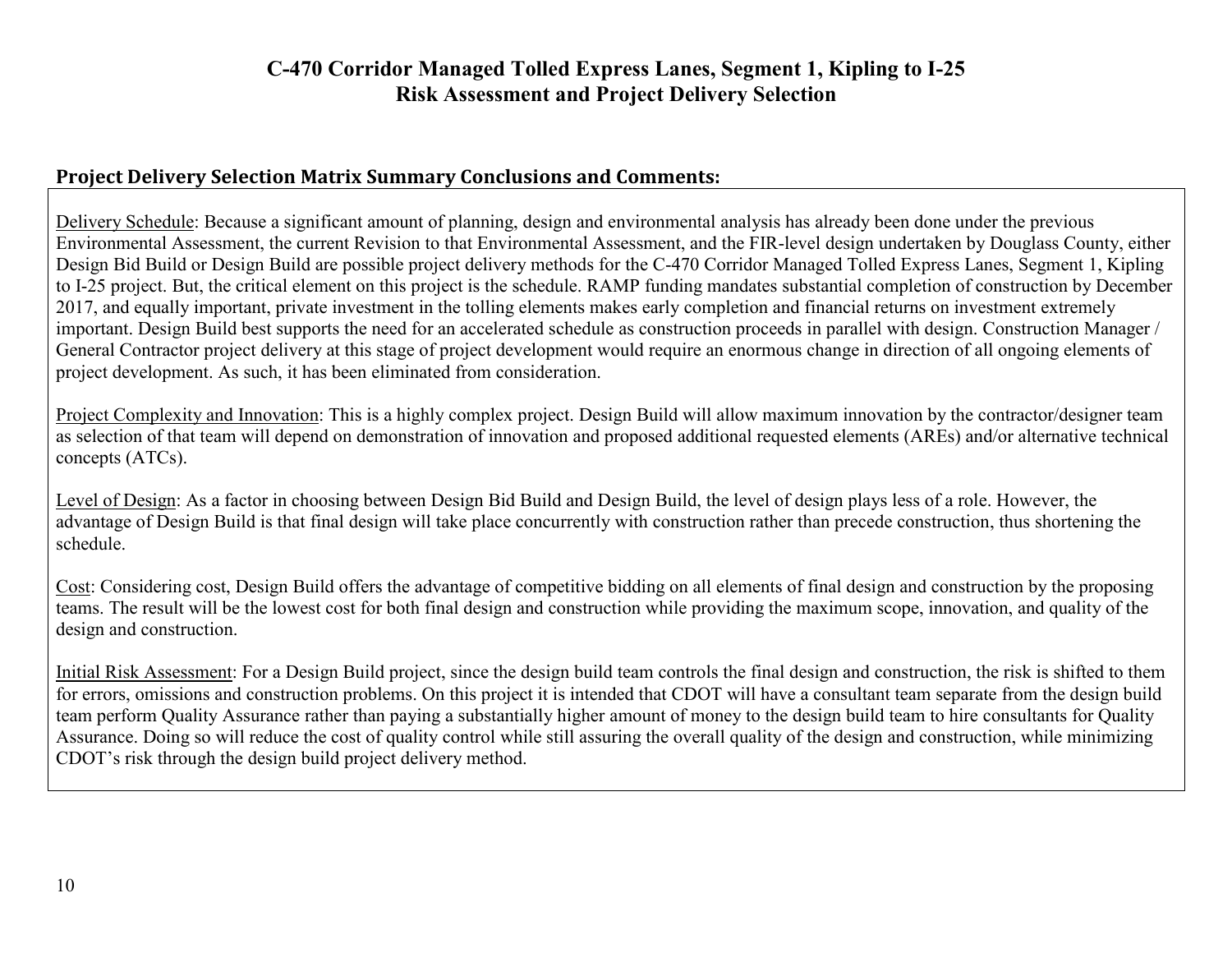# C-470 Corridor Managed Tolled Express Lanes, Segment 1, Kipling to I-25
# Risk Assessment and Project Delivery Selection

## Project Delivery Selection Matrix Summary Conclusions and Comments:

Delivery Schedule: Because a significant amount of planning, design and environmental analysis has already been done under the previous Environmental Assessment, the current Revision to that Environmental Assessment, and the FIR-level design undertaken by Douglass County, either Design Bid Build or Design Build are possible project delivery methods for the C-470 Corridor Managed Tolled Express Lanes, Segment 1, Kipling to I-25 project. But, the critical element on this project is the schedule. RAMP funding mandates substantial completion of construction by December 2017, and equally important, private investment in the tolling elements makes early completion and financial returns on investment extremely important. Design Build best supports the need for an accelerated schedule as construction proceeds in parallel with design. Construction Manager / General Contractor project delivery at this stage of project development would require an enormous change in direction of all ongoing elements of project development. As such, it has been eliminated from consideration.

Project Complexity and Innovation: This is a highly complex project. Design Build will allow maximum innovation by the contractor/designer team as selection of that team will depend on demonstration of innovation and proposed additional requested elements (AREs) and/or alternative technical concepts (ATCs).

Level of Design: As a factor in choosing between Design Bid Build and Design Build, the level of design plays less of a role. However, the advantage of Design Build is that final design will take place concurrently with construction rather than precede construction, thus shortening the schedule.

Cost: Considering cost, Design Build offers the advantage of competitive bidding on all elements of final design and construction by the proposing teams. The result will be the lowest cost for both final design and construction while providing the maximum scope, innovation, and quality of the design and construction.

Initial Risk Assessment: For a Design Build project, since the design build team controls the final design and construction, the risk is shifted to them for errors, omissions and construction problems. On this project it is intended that CDOT will have a consultant team separate from the design build team perform Quality Assurance rather than paying a substantially higher amount of money to the design build team to hire consultants for Quality Assurance. Doing so will reduce the cost of quality control while still assuring the overall quality of the design and construction, while minimizing CDOT's risk through the design build project delivery method.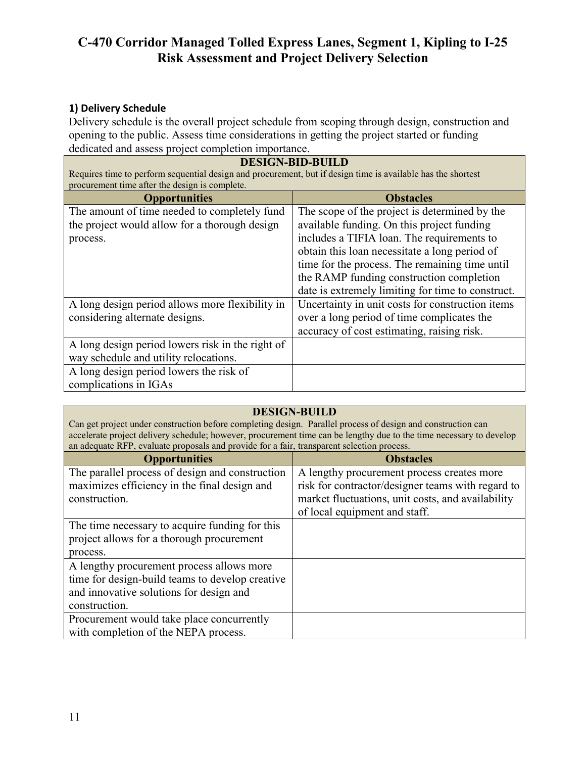# C-470 Corridor Managed Tolled Express Lanes, Segment 1, Kipling to I-25
# Risk Assessment and Project Delivery Selection

### 1) Delivery Schedule

Delivery schedule is the overall project schedule from scoping through design, construction and opening to the public. Assess time considerations in getting the project started or funding dedicated and assess project completion importance.

| DESIGN-BID-BUILD<br>Requires time to perform sequential design and procurement, but if design time is available has the shortest procurement time after the design is complete. | |
|---|---|
| **Opportunities** | **Obstacles** |
| The amount of time needed to completely fund the project would allow for a thorough design process. | The scope of the project is determined by the available funding. On this project funding includes a TIFIA loan. The requirements to obtain this loan necessitate a long period of time for the process. The remaining time until the RAMP funding construction completion date is extremely limiting for time to construct. |
| A long design period allows more flexibility in considering alternate designs. | Uncertainty in unit costs for construction items over a long period of time complicates the accuracy of cost estimating, raising risk. |
| A long design period lowers risk in the right of way schedule and utility relocations. | |
| A long design period lowers the risk of complications in IGAs | |

| DESIGN-BUILD<br>Can get project under construction before completing design. Parallel process of design and construction can accelerate project delivery schedule; however, procurement time can be lengthy due to the time necessary to develop an adequate RFP, evaluate proposals and provide for a fair, transparent selection process. | |
|---|---|
| **Opportunities** | **Obstacles** |
| The parallel process of design and construction maximizes efficiency in the final design and construction. | A lengthy procurement process creates more risk for contractor/designer teams with regard to market fluctuations, unit costs, and availability of local equipment and staff. |
| The time necessary to acquire funding for this project allows for a thorough procurement process. | |
| A lengthy procurement process allows more time for design-build teams to develop creative and innovative solutions for design and construction. | |
| Procurement would take place concurrently with completion of the NEPA process. | |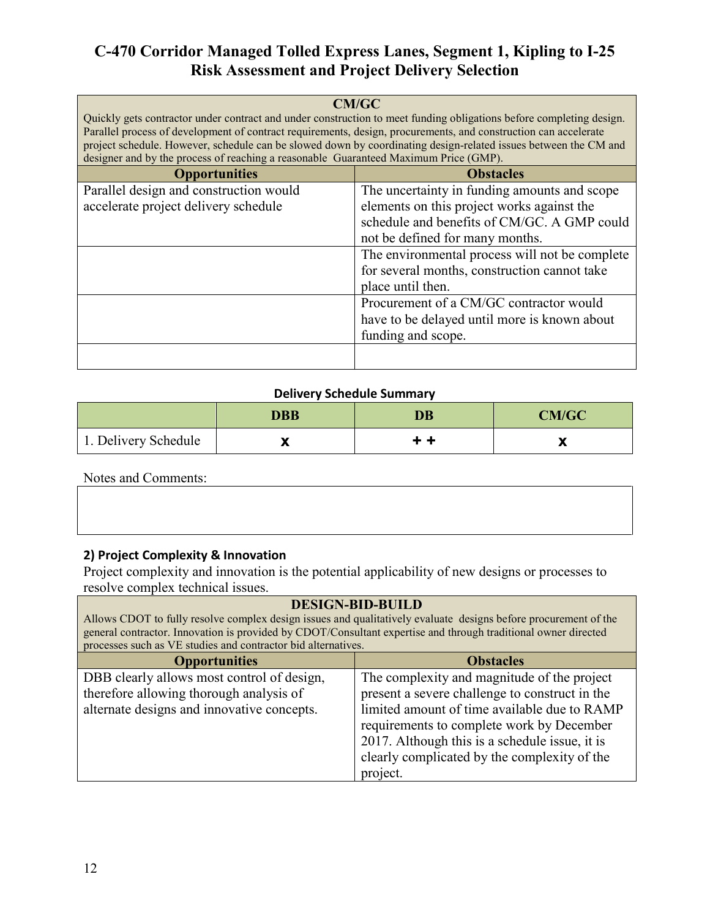# C-470 Corridor Managed Tolled Express Lanes, Segment 1, Kipling to I-25
## Risk Assessment and Project Delivery Selection

| CM/GC | |
|---|---|
| Quickly gets contractor under contract and under construction to meet funding obligations before completing design. Parallel process of development of contract requirements, design, procurements, and construction can accelerate project schedule. However, schedule can be slowed down by coordinating design-related issues between the CM and designer and by the process of reaching a reasonable Guaranteed Maximum Price (GMP). | |
| **Opportunities** | **Obstacles** |
| Parallel design and construction would accelerate project delivery schedule | The uncertainty in funding amounts and scope elements on this project works against the schedule and benefits of CM/GC. A GMP could not be defined for many months. |
| | The environmental process will not be complete for several months, construction cannot take place until then. |
| | Procurement of a CM/GC contractor would have to be delayed until more is known about funding and scope. |
| | |

**Delivery Schedule Summary**

| | DBB | DB | CM/GC |
|---|---|---|---|
| 1. Delivery Schedule | x | + + | x |

Notes and Comments:

### 2) Project Complexity & Innovation

Project complexity and innovation is the potential applicability of new designs or processes to resolve complex technical issues.

| DESIGN-BID-BUILD | |
|---|---|
| Allows CDOT to fully resolve complex design issues and qualitatively evaluate designs before procurement of the general contractor. Innovation is provided by CDOT/Consultant expertise and through traditional owner directed processes such as VE studies and contractor bid alternatives. | |
| **Opportunities** | **Obstacles** |
| DBB clearly allows most control of design, therefore allowing thorough analysis of alternate designs and innovative concepts. | The complexity and magnitude of the project present a severe challenge to construct in the limited amount of time available due to RAMP requirements to complete work by December 2017. Although this is a schedule issue, it is clearly complicated by the complexity of the project. |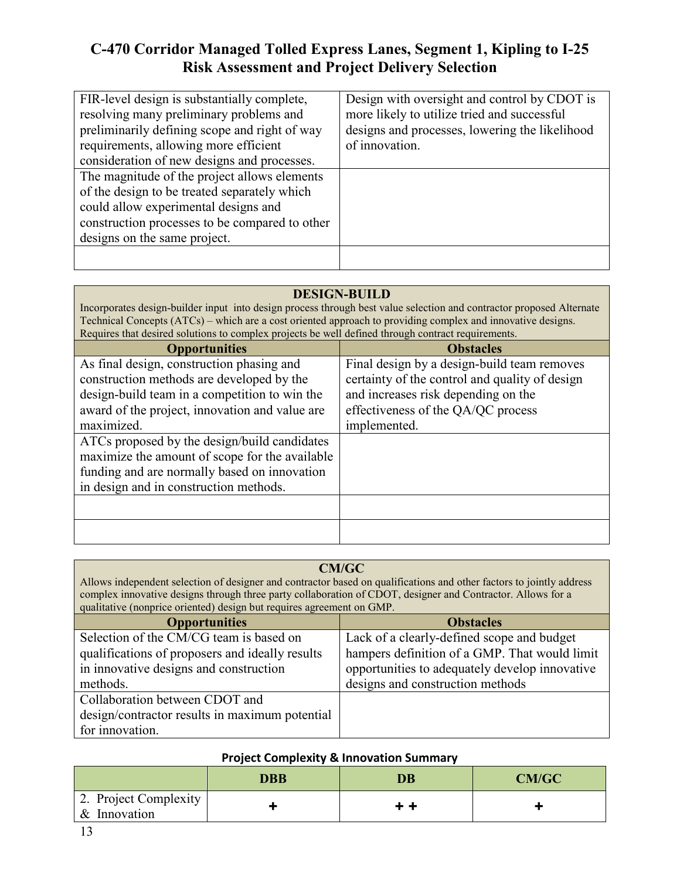# C-470 Corridor Managed Tolled Express Lanes, Segment 1, Kipling to I-25
## Risk Assessment and Project Delivery Selection

| | |
|---|---|
| FIR-level design is substantially complete, resolving many preliminary problems and preliminarily defining scope and right of way requirements, allowing more efficient consideration of new designs and processes. | Design with oversight and control by CDOT is more likely to utilize tried and successful designs and processes, lowering the likelihood of innovation. |
| The magnitude of the project allows elements of the design to be treated separately which could allow experimental designs and construction processes to be compared to other designs on the same project. | |
| | |

**DESIGN-BUILD**

Incorporates design-builder input into design process through best value selection and contractor proposed Alternate Technical Concepts (ATCs) – which are a cost oriented approach to providing complex and innovative designs. Requires that desired solutions to complex projects be well defined through contract requirements.

| Opportunities | Obstacles |
|---|---|
| As final design, construction phasing and construction methods are developed by the design-build team in a competition to win the award of the project, innovation and value are maximized. | Final design by a design-build team removes certainty of the control and quality of design and increases risk depending on the effectiveness of the QA/QC process implemented. |
| ATCs proposed by the design/build candidates maximize the amount of scope for the available funding and are normally based on innovation in design and in construction methods. | |
| | |
| | |

**CM/GC**

Allows independent selection of designer and contractor based on qualifications and other factors to jointly address complex innovative designs through three party collaboration of CDOT, designer and Contractor. Allows for a qualitative (nonprice oriented) design but requires agreement on GMP.

| Opportunities | Obstacles |
|---|---|
| Selection of the CM/CG team is based on qualifications of proposers and ideally results in innovative designs and construction methods. | Lack of a clearly-defined scope and budget hampers definition of a GMP. That would limit opportunities to adequately develop innovative designs and construction methods |
| Collaboration between CDOT and design/contractor results in maximum potential for innovation. | |

**Project Complexity & Innovation Summary**

| | DBB | DB | CM/GC |
|---|---|---|---|
| 2. Project Complexity & Innovation | + | + + | + |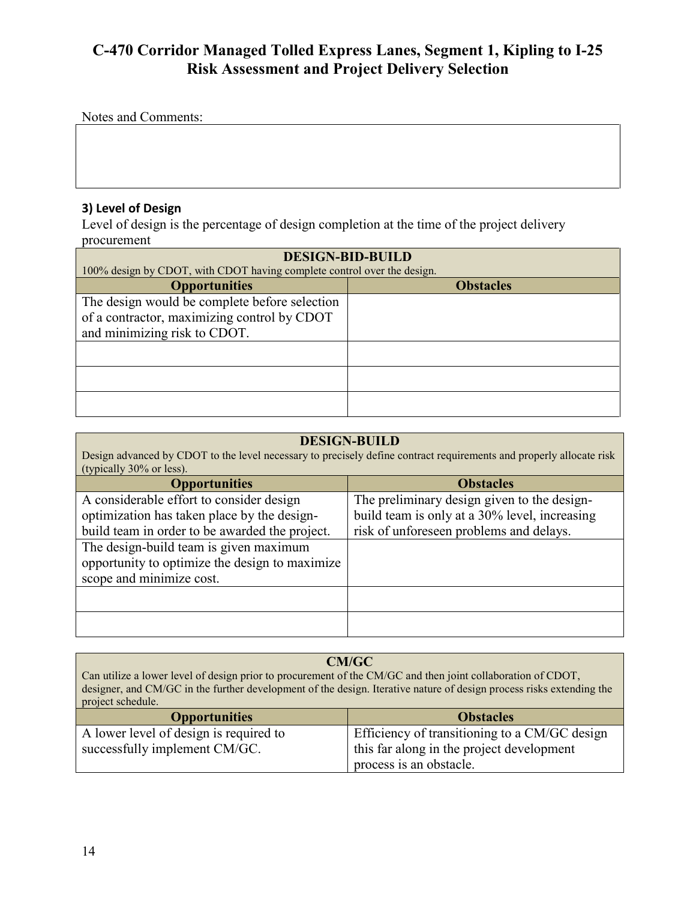Notes and Comments:

| |
|---|
| |

### 3) Level of Design

Level of design is the percentage of design completion at the time of the project delivery procurement

| DESIGN-BID-BUILD<br>100% design by CDOT, with CDOT having complete control over the design. | |
|---|---|
| **Opportunities** | **Obstacles** |
| The design would be complete before selection of a contractor, maximizing control by CDOT and minimizing risk to CDOT. | |
| | |
| | |
| | |

| DESIGN-BUILD<br>Design advanced by CDOT to the level necessary to precisely define contract requirements and properly allocate risk (typically 30% or less). | |
|---|---|
| **Opportunities** | **Obstacles** |
| A considerable effort to consider design optimization has taken place by the design-build team in order to be awarded the project. | The preliminary design given to the design-build team is only at a 30% level, increasing risk of unforeseen problems and delays. |
| The design-build team is given maximum opportunity to optimize the design to maximize scope and minimize cost. | |
| | |
| | |

| CM/GC<br>Can utilize a lower level of design prior to procurement of the CM/GC and then joint collaboration of CDOT, designer, and CM/GC in the further development of the design. Iterative nature of design process risks extending the project schedule. | |
|---|---|
| **Opportunities** | **Obstacles** |
| A lower level of design is required to successfully implement CM/GC. | Efficiency of transitioning to a CM/GC design this far along in the project development process is an obstacle. |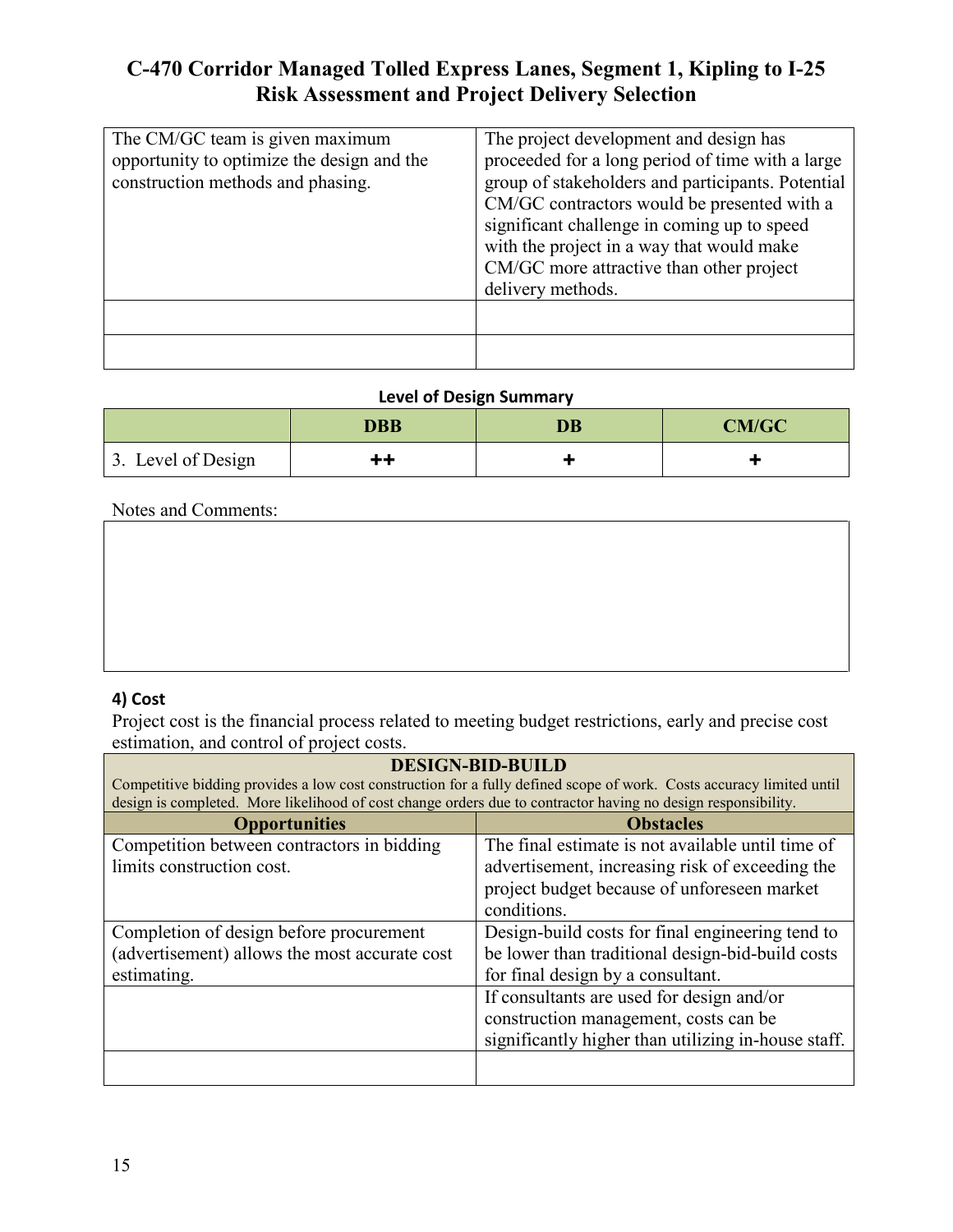| | |
|---|---|
| The CM/GC team is given maximum opportunity to optimize the design and the construction methods and phasing. | The project development and design has proceeded for a long period of time with a large group of stakeholders and participants. Potential CM/GC contractors would be presented with a significant challenge in coming up to speed with the project in a way that would make CM/GC more attractive than other project delivery methods. |
| | |
| | |

**Level of Design Summary**

| | DBB | DB | CM/GC |
|---|---|---|---|
| 3. Level of Design | ++ | + | + |

Notes and Comments:

#### 4) Cost

Project cost is the financial process related to meeting budget restrictions, early and precise cost estimation, and control of project costs.

| DESIGN-BID-BUILD<br>Competitive bidding provides a low cost construction for a fully defined scope of work. Costs accuracy limited until design is completed. More likelihood of cost change orders due to contractor having no design responsibility. | |
|---|---|
| **Opportunities** | **Obstacles** |
| Competition between contractors in bidding limits construction cost. | The final estimate is not available until time of advertisement, increasing risk of exceeding the project budget because of unforeseen market conditions. |
| Completion of design before procurement (advertisement) allows the most accurate cost estimating. | Design-build costs for final engineering tend to be lower than traditional design-bid-build costs for final design by a consultant. |
| | If consultants are used for design and/or construction management, costs can be significantly higher than utilizing in-house staff. |
| | |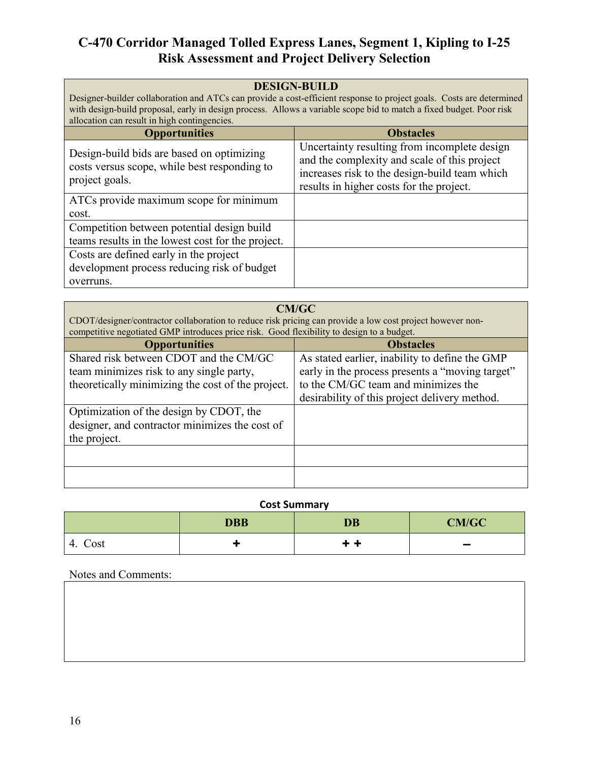# C-470 Corridor Managed Tolled Express Lanes, Segment 1, Kipling to I-25
# Risk Assessment and Project Delivery Selection

| DESIGN-BUILD | |
|---|---|
| Designer-builder collaboration and ATCs can provide a cost-efficient response to project goals. Costs are determined with design-build proposal, early in design process. Allows a variable scope bid to match a fixed budget. Poor risk allocation can result in high contingencies. | |
| **Opportunities** | **Obstacles** |
| Design-build bids are based on optimizing costs versus scope, while best responding to project goals. | Uncertainty resulting from incomplete design and the complexity and scale of this project increases risk to the design-build team which results in higher costs for the project. |
| ATCs provide maximum scope for minimum cost. | |
| Competition between potential design build teams results in the lowest cost for the project. | |
| Costs are defined early in the project development process reducing risk of budget overruns. | |

| CM/GC | |
|---|---|
| CDOT/designer/contractor collaboration to reduce risk pricing can provide a low cost project however non-competitive negotiated GMP introduces price risk. Good flexibility to design to a budget. | |
| **Opportunities** | **Obstacles** |
| Shared risk between CDOT and the CM/GC team minimizes risk to any single party, theoretically minimizing the cost of the project. | As stated earlier, inability to define the GMP early in the process presents a "moving target" to the CM/GC team and minimizes the desirability of this project delivery method. |
| Optimization of the design by CDOT, the designer, and contractor minimizes the cost of the project. | |
| | |
| | |

**Cost Summary**

| | DBB | DB | CM/GC |
|---|---|---|---|
| 4. Cost | + | + + | – |

Notes and Comments: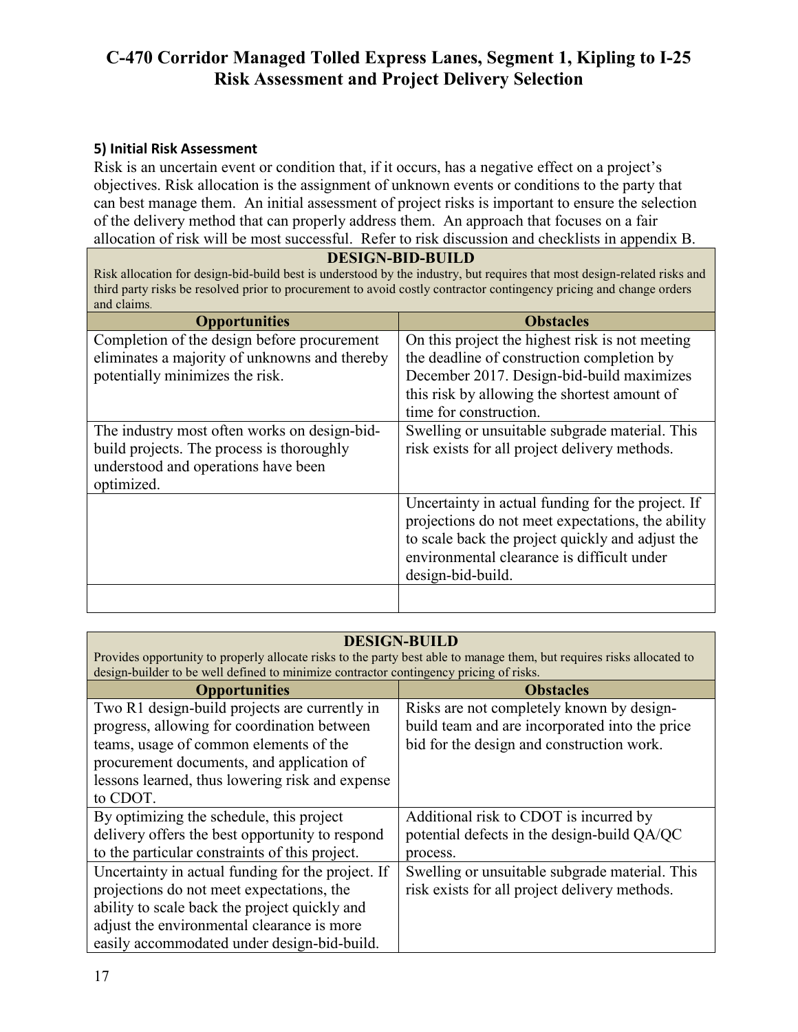### 5) Initial Risk Assessment

Risk is an uncertain event or condition that, if it occurs, has a negative effect on a project's objectives. Risk allocation is the assignment of unknown events or conditions to the party that can best manage them. An initial assessment of project risks is important to ensure the selection of the delivery method that can properly address them. An approach that focuses on a fair allocation of risk will be most successful. Refer to risk discussion and checklists in appendix B.

**DESIGN-BID-BUILD**

Risk allocation for design-bid-build best is understood by the industry, but requires that most design-related risks and third party risks be resolved prior to procurement to avoid costly contractor contingency pricing and change orders and claims.

| Opportunities | Obstacles |
|---|---|
| Completion of the design before procurement eliminates a majority of unknowns and thereby potentially minimizes the risk. | On this project the highest risk is not meeting the deadline of construction completion by December 2017. Design-bid-build maximizes this risk by allowing the shortest amount of time for construction. |
| The industry most often works on design-bid-build projects. The process is thoroughly understood and operations have been optimized. | Swelling or unsuitable subgrade material. This risk exists for all project delivery methods. |
| | Uncertainty in actual funding for the project. If projections do not meet expectations, the ability to scale back the project quickly and adjust the environmental clearance is difficult under design-bid-build. |
| | |

**DESIGN-BUILD**

Provides opportunity to properly allocate risks to the party best able to manage them, but requires risks allocated to design-builder to be well defined to minimize contractor contingency pricing of risks.

| Opportunities | Obstacles |
|---|---|
| Two R1 design-build projects are currently in progress, allowing for coordination between teams, usage of common elements of the procurement documents, and application of lessons learned, thus lowering risk and expense to CDOT. | Risks are not completely known by design-build team and are incorporated into the price bid for the design and construction work. |
| By optimizing the schedule, this project delivery offers the best opportunity to respond to the particular constraints of this project. | Additional risk to CDOT is incurred by potential defects in the design-build QA/QC process. |
| Uncertainty in actual funding for the project. If projections do not meet expectations, the ability to scale back the project quickly and adjust the environmental clearance is more easily accommodated under design-bid-build. | Swelling or unsuitable subgrade material. This risk exists for all project delivery methods. |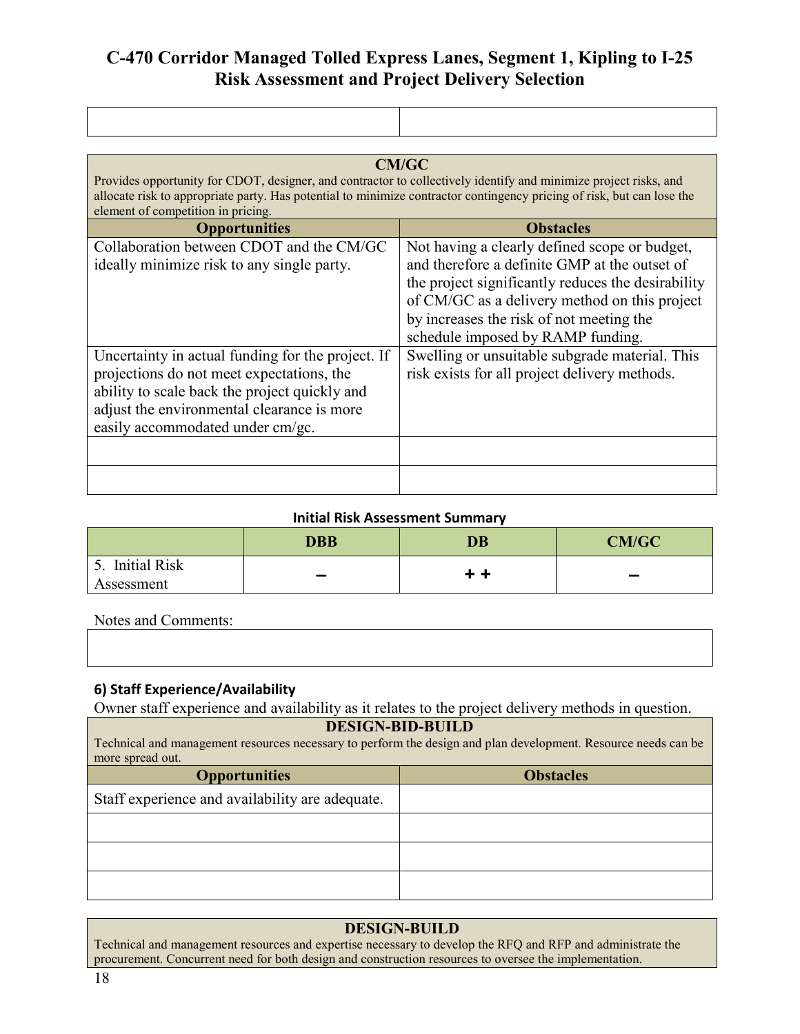| | |
|---|---|
| | |

| CM/GC<br>Provides opportunity for CDOT, designer, and contractor to collectively identify and minimize project risks, and allocate risk to appropriate party. Has potential to minimize contractor contingency pricing of risk, but can lose the element of competition in pricing. | |
|---|---|
| **Opportunities** | **Obstacles** |
| Collaboration between CDOT and the CM/GC ideally minimize risk to any single party. | Not having a clearly defined scope or budget, and therefore a definite GMP at the outset of the project significantly reduces the desirability of CM/GC as a delivery method on this project by increases the risk of not meeting the schedule imposed by RAMP funding. |
| Uncertainty in actual funding for the project. If projections do not meet expectations, the ability to scale back the project quickly and adjust the environmental clearance is more easily accommodated under cm/gc. | Swelling or unsuitable subgrade material. This risk exists for all project delivery methods. |
| | |
| | |

**Initial Risk Assessment Summary**

| | DBB | DB | CM/GC |
|---|---|---|---|
| 5. Initial Risk Assessment | – | + + | – |

Notes and Comments:

| |
|---|
| |

### 6) Staff Experience/Availability

Owner staff experience and availability as it relates to the project delivery methods in question.

| DESIGN-BID-BUILD<br>Technical and management resources necessary to perform the design and plan development. Resource needs can be more spread out. | |
|---|---|
| **Opportunities** | **Obstacles** |
| Staff experience and availability are adequate. | |
| | |
| | |
| | |

| DESIGN-BUILD<br>Technical and management resources and expertise necessary to develop the RFQ and RFP and administrate the procurement. Concurrent need for both design and construction resources to oversee the implementation. |
|---|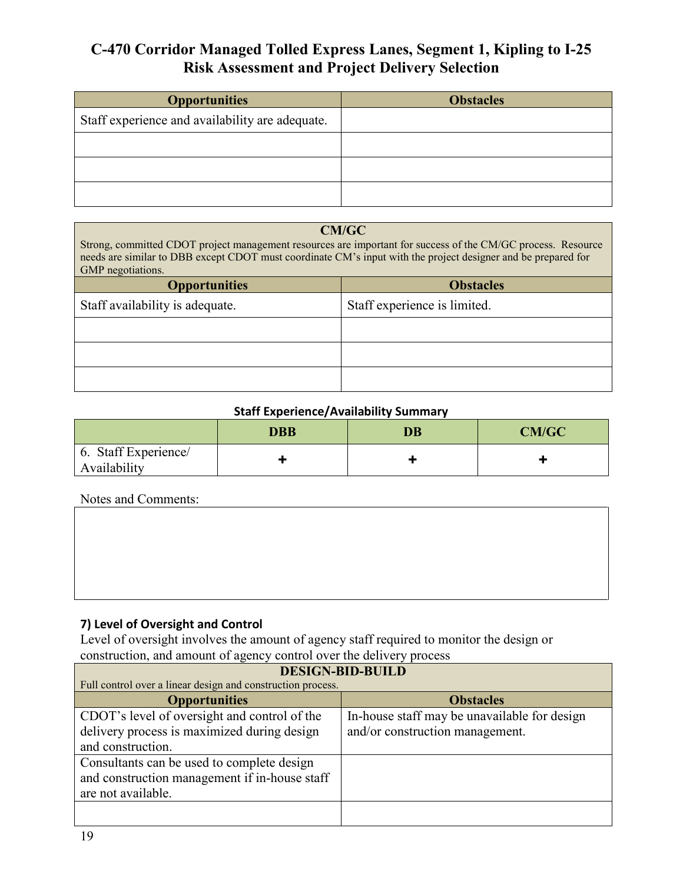| Opportunities | Obstacles |
|---|---|
| Staff experience and availability are adequate. | |
| | |
| | |
| | |

| CM/GC<br>Strong, committed CDOT project management resources are important for success of the CM/GC process. Resource needs are similar to DBB except CDOT must coordinate CM's input with the project designer and be prepared for GMP negotiations. | |
|---|---|
| **Opportunities** | **Obstacles** |
| Staff availability is adequate. | Staff experience is limited. |
| | |
| | |
| | |

**Staff Experience/Availability Summary**

| | DBB | DB | CM/GC |
|---|---|---|---|
| 6. Staff Experience/ Availability | + | + | + |

Notes and Comments:

### 7) Level of Oversight and Control

Level of oversight involves the amount of agency staff required to monitor the design or construction, and amount of agency control over the delivery process

| DESIGN-BID-BUILD<br>Full control over a linear design and construction process. | |
|---|---|
| **Opportunities** | **Obstacles** |
| CDOT's level of oversight and control of the delivery process is maximized during design and construction. | In-house staff may be unavailable for design and/or construction management. |
| Consultants can be used to complete design and construction management if in-house staff are not available. | |
| | |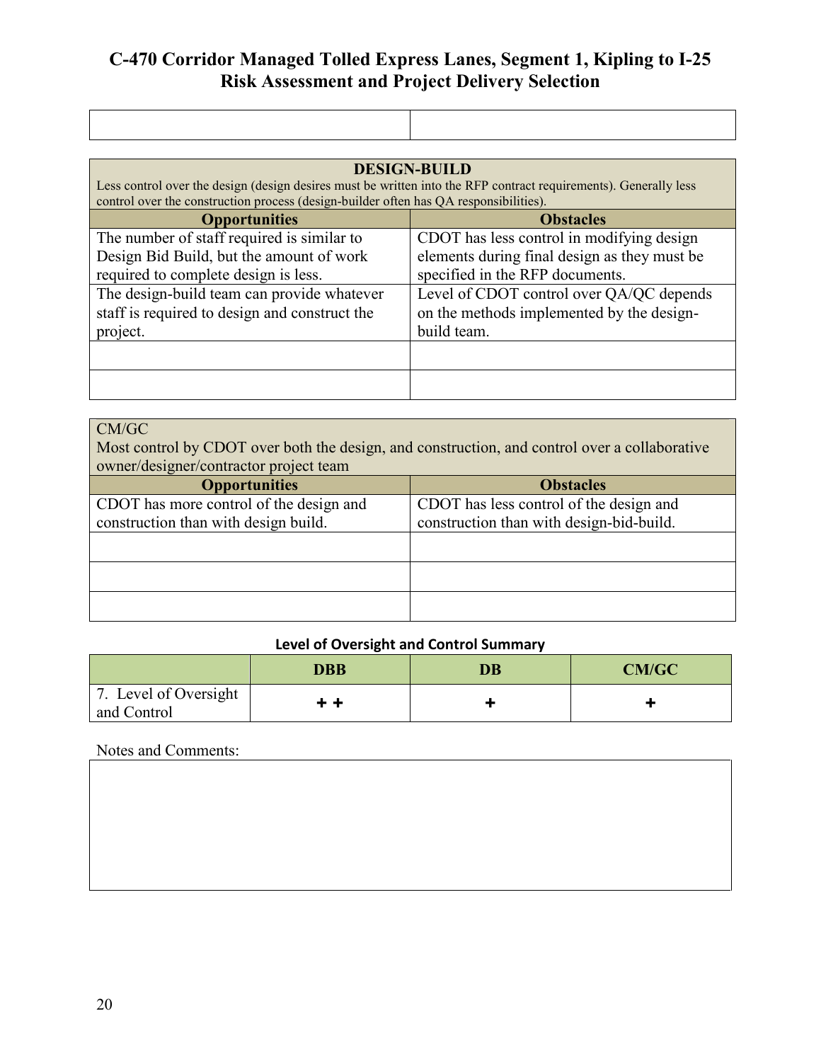| | |
|---|---|
| | |

| DESIGN-BUILD<br>Less control over the design (design desires must be written into the RFP contract requirements). Generally less control over the construction process (design-builder often has QA responsibilities). | |
|---|---|
| **Opportunities** | **Obstacles** |
| The number of staff required is similar to Design Bid Build, but the amount of work required to complete design is less. | CDOT has less control in modifying design elements during final design as they must be specified in the RFP documents. |
| The design-build team can provide whatever staff is required to design and construct the project. | Level of CDOT control over QA/QC depends on the methods implemented by the design-build team. |
| | |
| | |

| CM/GC<br>Most control by CDOT over both the design, and construction, and control over a collaborative owner/designer/contractor project team | |
|---|---|
| **Opportunities** | **Obstacles** |
| CDOT has more control of the design and construction than with design build. | CDOT has less control of the design and construction than with design-bid-build. |
| | |
| | |
| | |

**Level of Oversight and Control Summary**

| | DBB | DB | CM/GC |
|---|---|---|---|
| 7. Level of Oversight and Control | + + | + | + |

Notes and Comments: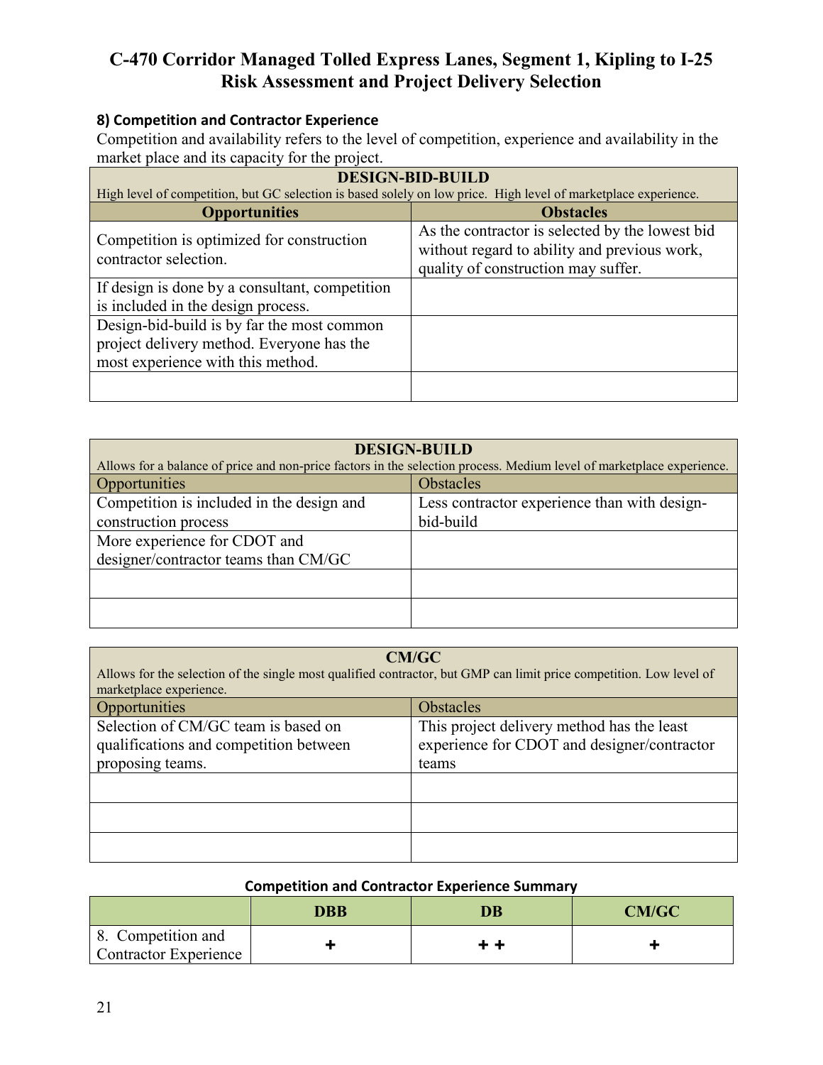# C-470 Corridor Managed Tolled Express Lanes, Segment 1, Kipling to I-25
# Risk Assessment and Project Delivery Selection

### 8) Competition and Contractor Experience

Competition and availability refers to the level of competition, experience and availability in the market place and its capacity for the project.

| **DESIGN-BID-BUILD**<br>High level of competition, but GC selection is based solely on low price. High level of marketplace experience. | |
|---|---|
| **Opportunities** | **Obstacles** |
| Competition is optimized for construction contractor selection. | As the contractor is selected by the lowest bid without regard to ability and previous work, quality of construction may suffer. |
| If design is done by a consultant, competition is included in the design process. | |
| Design-bid-build is by far the most common project delivery method. Everyone has the most experience with this method. | |
| | |

| **DESIGN-BUILD**<br>Allows for a balance of price and non-price factors in the selection process. Medium level of marketplace experience. | |
|---|---|
| Opportunities | Obstacles |
| Competition is included in the design and construction process | Less contractor experience than with design-bid-build |
| More experience for CDOT and designer/contractor teams than CM/GC | |
| | |
| | |

| **CM/GC**<br>Allows for the selection of the single most qualified contractor, but GMP can limit price competition. Low level of marketplace experience. | |
|---|---|
| Opportunities | Obstacles |
| Selection of CM/GC team is based on qualifications and competition between proposing teams. | This project delivery method has the least experience for CDOT and designer/contractor teams |
| | |
| | |
| | |

**Competition and Contractor Experience Summary**

| | DBB | DB | CM/GC |
|---|---|---|---|
| 8. Competition and Contractor Experience | + | + + | + |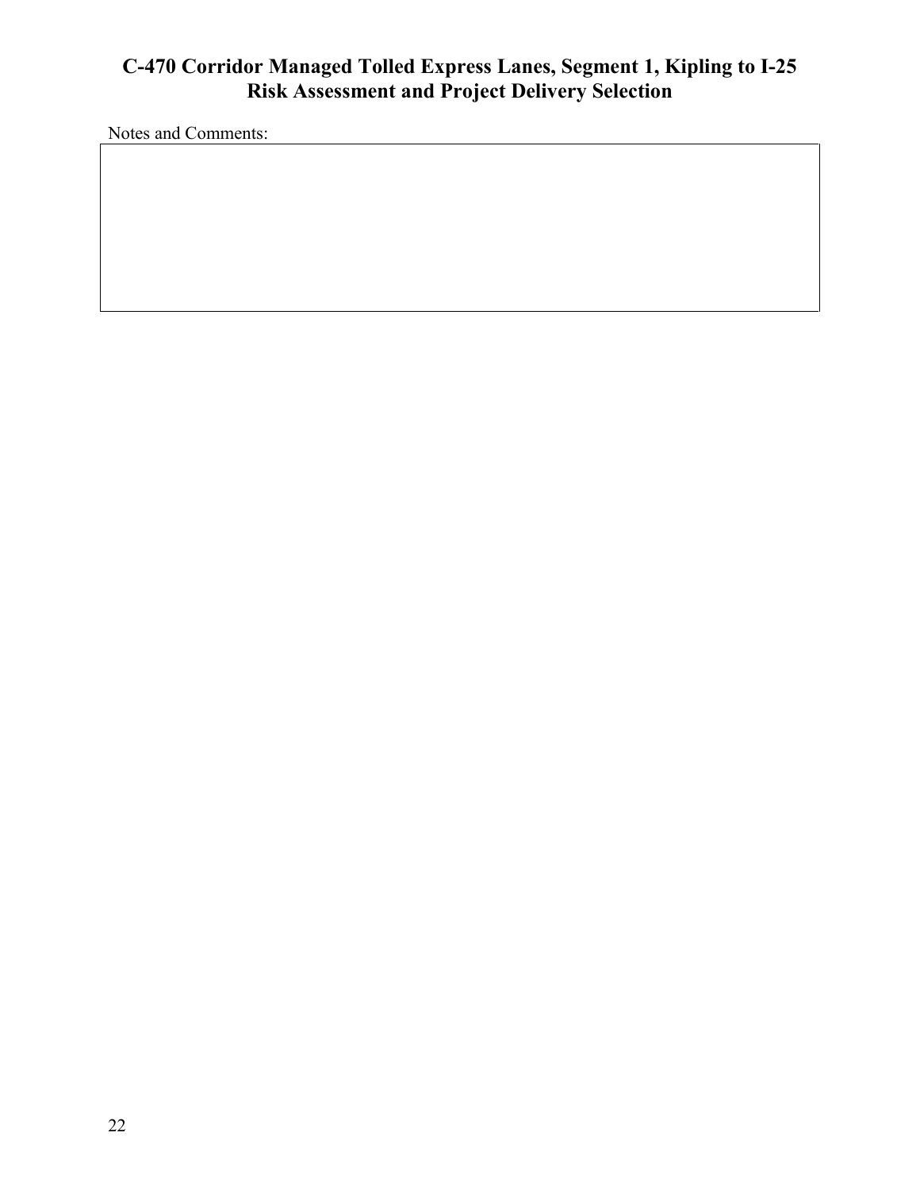Notes and Comments: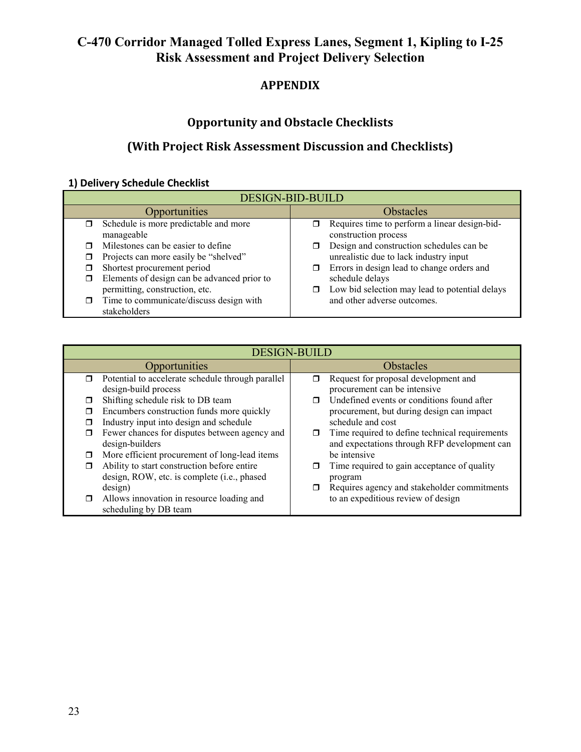# C-470 Corridor Managed Tolled Express Lanes, Segment 1, Kipling to I-25
# Risk Assessment and Project Delivery Selection

## APPENDIX

## Opportunity and Obstacle Checklists

## (With Project Risk Assessment Discussion and Checklists)

### 1) Delivery Schedule Checklist

| DESIGN-BID-BUILD | |
|---|---|
| **Opportunities** | **Obstacles** |
| ❒ Schedule is more predictable and more manageable<br>❒ Milestones can be easier to define<br>❒ Projects can more easily be "shelved"<br>❒ Shortest procurement period<br>❒ Elements of design can be advanced prior to permitting, construction, etc.<br>❒ Time to communicate/discuss design with stakeholders | ❒ Requires time to perform a linear design-bid-construction process<br>❒ Design and construction schedules can be unrealistic due to lack industry input<br>❒ Errors in design lead to change orders and schedule delays<br>❒ Low bid selection may lead to potential delays and other adverse outcomes. |

| DESIGN-BUILD | |
|---|---|
| **Opportunities** | **Obstacles** |
| ❒ Potential to accelerate schedule through parallel design-build process<br>❒ Shifting schedule risk to DB team<br>❒ Encumbers construction funds more quickly<br>❒ Industry input into design and schedule<br>❒ Fewer chances for disputes between agency and design-builders<br>❒ More efficient procurement of long-lead items<br>❒ Ability to start construction before entire design, ROW, etc. is complete (i.e., phased design)<br>❒ Allows innovation in resource loading and scheduling by DB team | ❒ Request for proposal development and procurement can be intensive<br>❒ Undefined events or conditions found after procurement, but during design can impact schedule and cost<br>❒ Time required to define technical requirements and expectations through RFP development can be intensive<br>❒ Time required to gain acceptance of quality program<br>❒ Requires agency and stakeholder commitments to an expeditious review of design |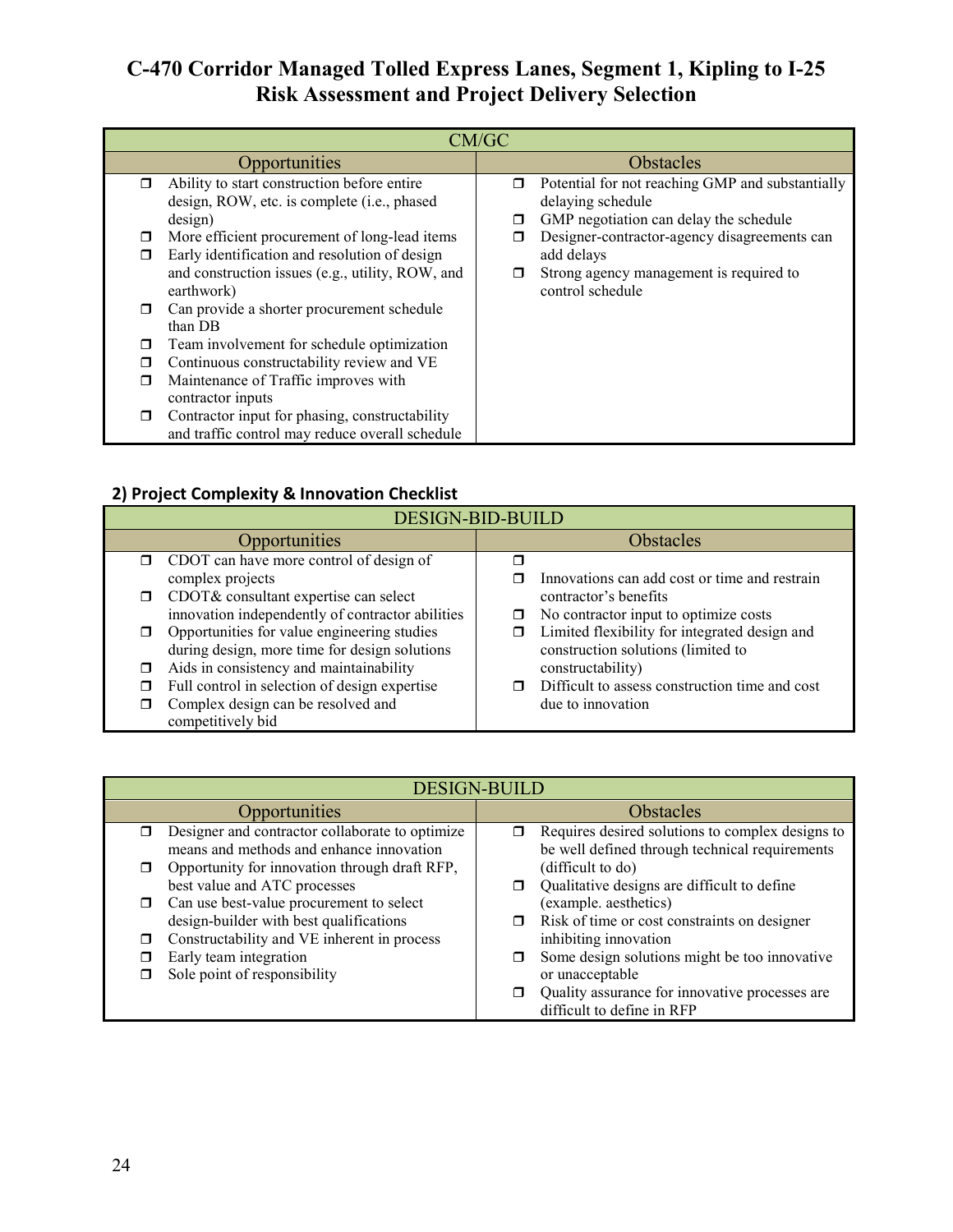# C-470 Corridor Managed Tolled Express Lanes, Segment 1, Kipling to I-25
# Risk Assessment and Project Delivery Selection

| CM/GC | |
|---|---|
| **Opportunities** | **Obstacles** |
| ❒ Ability to start construction before entire design, ROW, etc. is complete (i.e., phased design)<br>❒ More efficient procurement of long-lead items<br>❒ Early identification and resolution of design and construction issues (e.g., utility, ROW, and earthwork)<br>❒ Can provide a shorter procurement schedule than DB<br>❒ Team involvement for schedule optimization<br>❒ Continuous constructability review and VE<br>❒ Maintenance of Traffic improves with contractor inputs<br>❒ Contractor input for phasing, constructability and traffic control may reduce overall schedule | ❒ Potential for not reaching GMP and substantially delaying schedule<br>❒ GMP negotiation can delay the schedule<br>❒ Designer-contractor-agency disagreements can add delays<br>❒ Strong agency management is required to control schedule |

## 2) Project Complexity & Innovation Checklist

| DESIGN-BID-BUILD | |
|---|---|
| **Opportunities** | **Obstacles** |
| ❒ CDOT can have more control of design of complex projects<br>❒ CDOT& consultant expertise can select innovation independently of contractor abilities<br>❒ Opportunities for value engineering studies during design, more time for design solutions<br>❒ Aids in consistency and maintainability<br>❒ Full control in selection of design expertise<br>❒ Complex design can be resolved and competitively bid | ❒<br>❒ Innovations can add cost or time and restrain contractor's benefits<br>❒ No contractor input to optimize costs<br>❒ Limited flexibility for integrated design and construction solutions (limited to constructability)<br>❒ Difficult to assess construction time and cost due to innovation |

| DESIGN-BUILD | |
|---|---|
| **Opportunities** | **Obstacles** |
| ❒ Designer and contractor collaborate to optimize means and methods and enhance innovation<br>❒ Opportunity for innovation through draft RFP, best value and ATC processes<br>❒ Can use best-value procurement to select design-builder with best qualifications<br>❒ Constructability and VE inherent in process<br>❒ Early team integration<br>❒ Sole point of responsibility | ❒ Requires desired solutions to complex designs to be well defined through technical requirements (difficult to do)<br>❒ Qualitative designs are difficult to define (example. aesthetics)<br>❒ Risk of time or cost constraints on designer inhibiting innovation<br>❒ Some design solutions might be too innovative or unacceptable<br>❒ Quality assurance for innovative processes are difficult to define in RFP |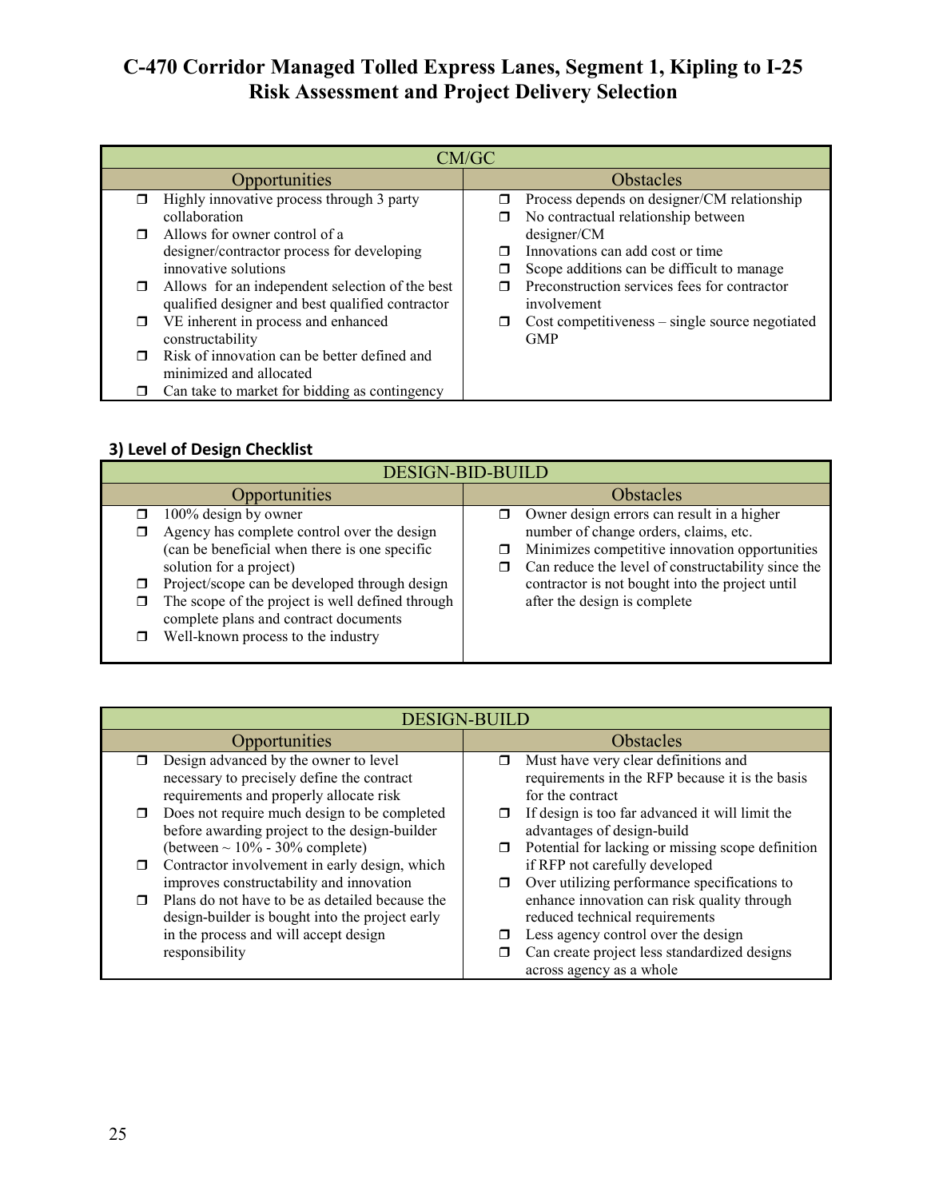# C-470 Corridor Managed Tolled Express Lanes, Segment 1, Kipling to I-25
## Risk Assessment and Project Delivery Selection

| CM/GC | |
|---|---|
| **Opportunities** | **Obstacles** |
| ❒ Highly innovative process through 3 party collaboration<br>❒ Allows for owner control of a designer/contractor process for developing innovative solutions<br>❒ Allows for an independent selection of the best qualified designer and best qualified contractor<br>❒ VE inherent in process and enhanced constructability<br>❒ Risk of innovation can be better defined and minimized and allocated<br>❒ Can take to market for bidding as contingency | ❒ Process depends on designer/CM relationship<br>❒ No contractual relationship between designer/CM<br>❒ Innovations can add cost or time<br>❒ Scope additions can be difficult to manage<br>❒ Preconstruction services fees for contractor involvement<br>❒ Cost competitiveness – single source negotiated GMP |

### 3) Level of Design Checklist

| DESIGN-BID-BUILD | |
|---|---|
| **Opportunities** | **Obstacles** |
| ❒ 100% design by owner<br>❒ Agency has complete control over the design (can be beneficial when there is one specific solution for a project)<br>❒ Project/scope can be developed through design<br>❒ The scope of the project is well defined through complete plans and contract documents<br>❒ Well-known process to the industry | ❒ Owner design errors can result in a higher number of change orders, claims, etc.<br>❒ Minimizes competitive innovation opportunities<br>❒ Can reduce the level of constructability since the contractor is not bought into the project until after the design is complete |

| DESIGN-BUILD | |
|---|---|
| **Opportunities** | **Obstacles** |
| ❒ Design advanced by the owner to level necessary to precisely define the contract requirements and properly allocate risk<br>❒ Does not require much design to be completed before awarding project to the design-builder (between ~ 10% - 30% complete)<br>❒ Contractor involvement in early design, which improves constructability and innovation<br>❒ Plans do not have to be as detailed because the design-builder is bought into the project early in the process and will accept design responsibility | ❒ Must have very clear definitions and requirements in the RFP because it is the basis for the contract<br>❒ If design is too far advanced it will limit the advantages of design-build<br>❒ Potential for lacking or missing scope definition if RFP not carefully developed<br>❒ Over utilizing performance specifications to enhance innovation can risk quality through reduced technical requirements<br>❒ Less agency control over the design<br>❒ Can create project less standardized designs across agency as a whole |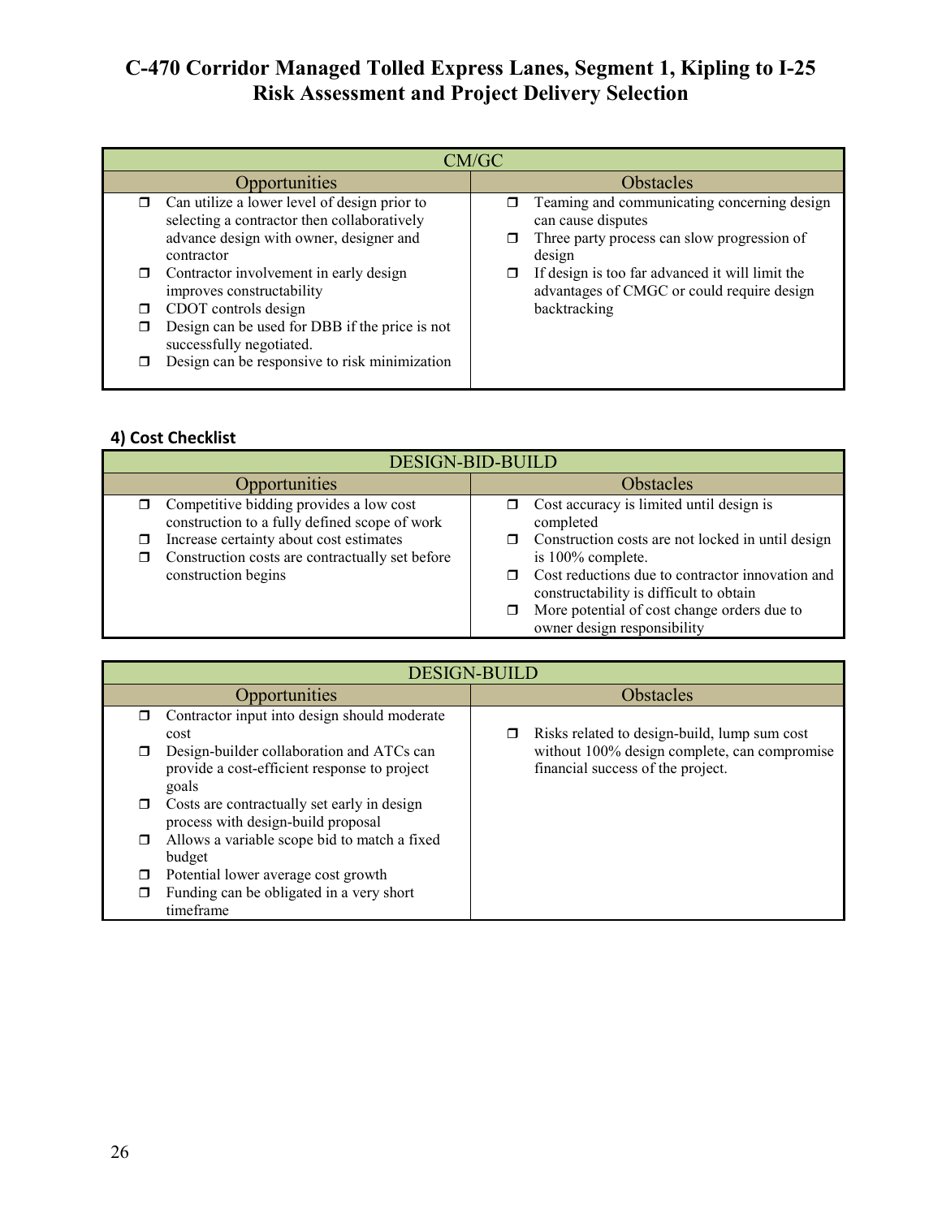# C-470 Corridor Managed Tolled Express Lanes, Segment 1, Kipling to I-25
## Risk Assessment and Project Delivery Selection

| CM/GC | |
|---|---|
| Opportunities | Obstacles |
| ❒ Can utilize a lower level of design prior to selecting a contractor then collaboratively advance design with owner, designer and contractor<br>❒ Contractor involvement in early design improves constructability<br>❒ CDOT controls design<br>❒ Design can be used for DBB if the price is not successfully negotiated.<br>❒ Design can be responsive to risk minimization | ❒ Teaming and communicating concerning design can cause disputes<br>❒ Three party process can slow progression of design<br>❒ If design is too far advanced it will limit the advantages of CMGC or could require design backtracking |

### 4) Cost Checklist

| DESIGN-BID-BUILD | |
|---|---|
| Opportunities | Obstacles |
| ❒ Competitive bidding provides a low cost construction to a fully defined scope of work<br>❒ Increase certainty about cost estimates<br>❒ Construction costs are contractually set before construction begins | ❒ Cost accuracy is limited until design is completed<br>❒ Construction costs are not locked in until design is 100% complete.<br>❒ Cost reductions due to contractor innovation and constructability is difficult to obtain<br>❒ More potential of cost change orders due to owner design responsibility |

| DESIGN-BUILD | |
|---|---|
| Opportunities | Obstacles |
| ❒ Contractor input into design should moderate cost<br>❒ Design-builder collaboration and ATCs can provide a cost-efficient response to project goals<br>❒ Costs are contractually set early in design process with design-build proposal<br>❒ Allows a variable scope bid to match a fixed budget<br>❒ Potential lower average cost growth<br>❒ Funding can be obligated in a very short timeframe | ❒ Risks related to design-build, lump sum cost without 100% design complete, can compromise financial success of the project. |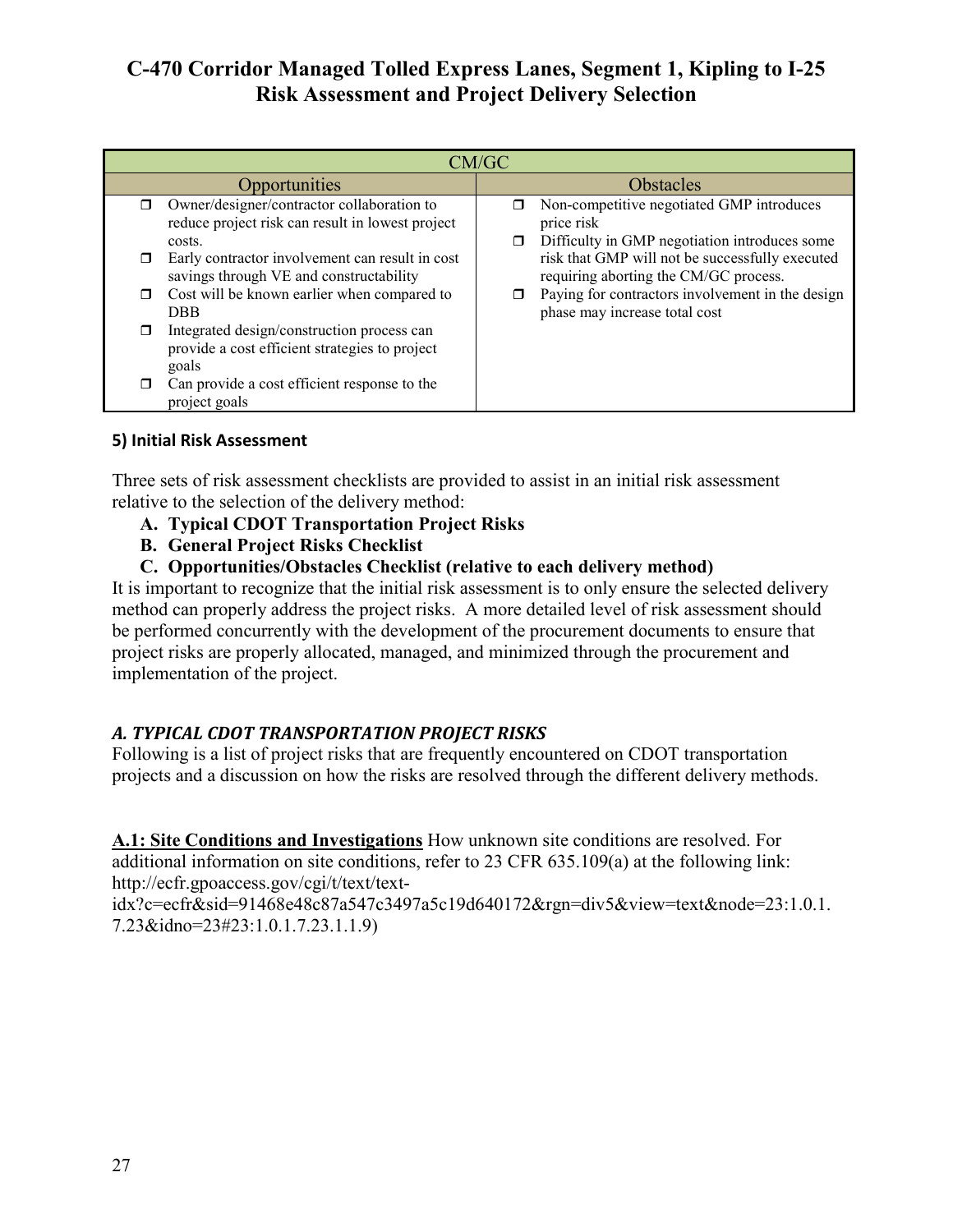| CM/GC | |
| --- | --- |
| Opportunities | Obstacles |
| ❒ Owner/designer/contractor collaboration to reduce project risk can result in lowest project costs.<br>❒ Early contractor involvement can result in cost savings through VE and constructability<br>❒ Cost will be known earlier when compared to DBB<br>❒ Integrated design/construction process can provide a cost efficient strategies to project goals<br>❒ Can provide a cost efficient response to the project goals | ❒ Non-competitive negotiated GMP introduces price risk<br>❒ Difficulty in GMP negotiation introduces some risk that GMP will not be successfully executed requiring aborting the CM/GC process.<br>❒ Paying for contractors involvement in the design phase may increase total cost |

#### 5) Initial Risk Assessment

Three sets of risk assessment checklists are provided to assist in an initial risk assessment relative to the selection of the delivery method:

- **A. Typical CDOT Transportation Project Risks**
- **B. General Project Risks Checklist**
- **C. Opportunities/Obstacles Checklist (relative to each delivery method)**

It is important to recognize that the initial risk assessment is to only ensure the selected delivery method can properly address the project risks. A more detailed level of risk assessment should be performed concurrently with the development of the procurement documents to ensure that project risks are properly allocated, managed, and minimized through the procurement and implementation of the project.

### *A. TYPICAL CDOT TRANSPORTATION PROJECT RISKS*

Following is a list of project risks that are frequently encountered on CDOT transportation projects and a discussion on how the risks are resolved through the different delivery methods.

**A.1: Site Conditions and Investigations** How unknown site conditions are resolved. For additional information on site conditions, refer to 23 CFR 635.109(a) at the following link: http://ecfr.gpoaccess.gov/cgi/t/text/text-idx?c=ecfr&sid=91468e48c87a547c3497a5c19d640172&rgn=div5&view=text&node=23:1.0.1.7.23&idno=23#23:1.0.1.7.23.1.1.9)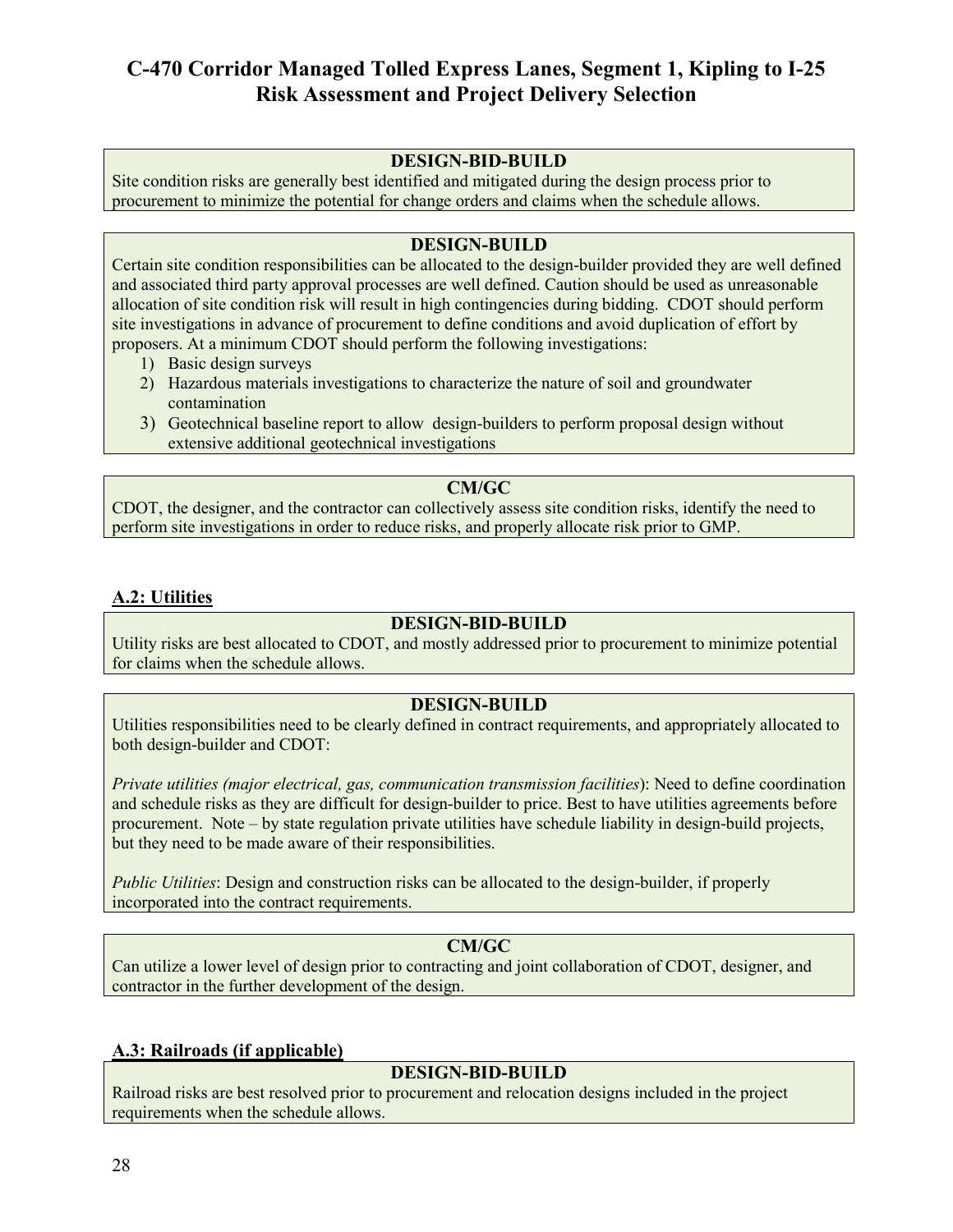**DESIGN-BID-BUILD**

Site condition risks are generally best identified and mitigated during the design process prior to procurement to minimize the potential for change orders and claims when the schedule allows.

**DESIGN-BUILD**

Certain site condition responsibilities can be allocated to the design-builder provided they are well defined and associated third party approval processes are well defined. Caution should be used as unreasonable allocation of site condition risk will result in high contingencies during bidding. CDOT should perform site investigations in advance of procurement to define conditions and avoid duplication of effort by proposers. At a minimum CDOT should perform the following investigations:

1) Basic design surveys
2) Hazardous materials investigations to characterize the nature of soil and groundwater contamination
3) Geotechnical baseline report to allow design-builders to perform proposal design without extensive additional geotechnical investigations

**CM/GC**

CDOT, the designer, and the contractor can collectively assess site condition risks, identify the need to perform site investigations in order to reduce risks, and properly allocate risk prior to GMP.

## A.2: Utilities

**DESIGN-BID-BUILD**

Utility risks are best allocated to CDOT, and mostly addressed prior to procurement to minimize potential for claims when the schedule allows.

**DESIGN-BUILD**

Utilities responsibilities need to be clearly defined in contract requirements, and appropriately allocated to both design-builder and CDOT:

*Private utilities (major electrical, gas, communication transmission facilities)*: Need to define coordination and schedule risks as they are difficult for design-builder to price. Best to have utilities agreements before procurement. Note – by state regulation private utilities have schedule liability in design-build projects, but they need to be made aware of their responsibilities.

*Public Utilities*: Design and construction risks can be allocated to the design-builder, if properly incorporated into the contract requirements.

**CM/GC**

Can utilize a lower level of design prior to contracting and joint collaboration of CDOT, designer, and contractor in the further development of the design.

## A.3: Railroads (if applicable)

**DESIGN-BID-BUILD**

Railroad risks are best resolved prior to procurement and relocation designs included in the project requirements when the schedule allows.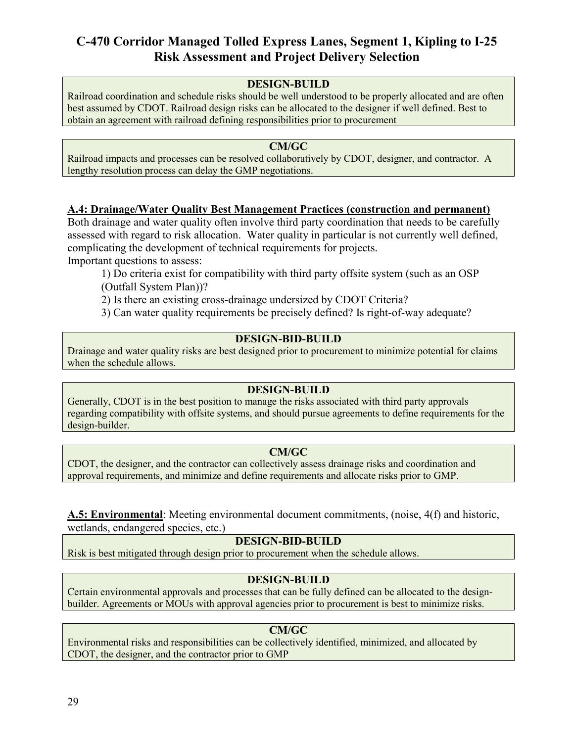**DESIGN-BUILD**

Railroad coordination and schedule risks should be well understood to be properly allocated and are often best assumed by CDOT. Railroad design risks can be allocated to the designer if well defined. Best to obtain an agreement with railroad defining responsibilities prior to procurement

**CM/GC**

Railroad impacts and processes can be resolved collaboratively by CDOT, designer, and contractor. A lengthy resolution process can delay the GMP negotiations.

**A.4: Drainage/Water Quality Best Management Practices (construction and permanent)**

Both drainage and water quality often involve third party coordination that needs to be carefully assessed with regard to risk allocation. Water quality in particular is not currently well defined, complicating the development of technical requirements for projects.

Important questions to assess:

1) Do criteria exist for compatibility with third party offsite system (such as an OSP (Outfall System Plan))?

2) Is there an existing cross-drainage undersized by CDOT Criteria?

3) Can water quality requirements be precisely defined? Is right-of-way adequate?

**DESIGN-BID-BUILD**

Drainage and water quality risks are best designed prior to procurement to minimize potential for claims when the schedule allows.

**DESIGN-BUILD**

Generally, CDOT is in the best position to manage the risks associated with third party approvals regarding compatibility with offsite systems, and should pursue agreements to define requirements for the design-builder.

**CM/GC**

CDOT, the designer, and the contractor can collectively assess drainage risks and coordination and approval requirements, and minimize and define requirements and allocate risks prior to GMP.

**A.5: Environmental**: Meeting environmental document commitments, (noise, 4(f) and historic, wetlands, endangered species, etc.)

**DESIGN-BID-BUILD**

Risk is best mitigated through design prior to procurement when the schedule allows.

**DESIGN-BUILD**

Certain environmental approvals and processes that can be fully defined can be allocated to the design-builder. Agreements or MOUs with approval agencies prior to procurement is best to minimize risks.

**CM/GC**

Environmental risks and responsibilities can be collectively identified, minimized, and allocated by CDOT, the designer, and the contractor prior to GMP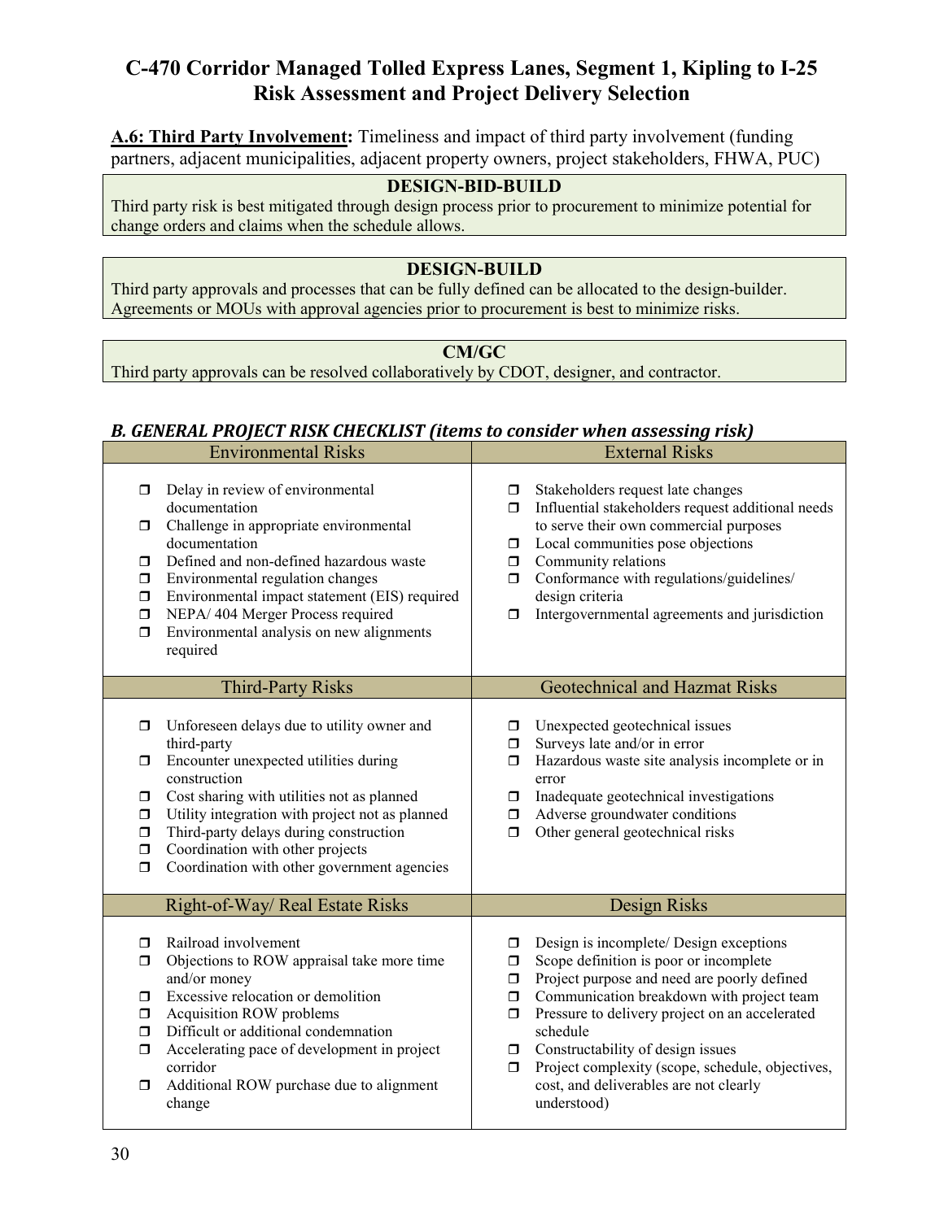# C-470 Corridor Managed Tolled Express Lanes, Segment 1, Kipling to I-25 Risk Assessment and Project Delivery Selection

**A.6: Third Party Involvement:** Timeliness and impact of third party involvement (funding partners, adjacent municipalities, adjacent property owners, project stakeholders, FHWA, PUC)

| DESIGN-BID-BUILD |
|---|
| Third party risk is best mitigated through design process prior to procurement to minimize potential for change orders and claims when the schedule allows. |

| DESIGN-BUILD |
|---|
| Third party approvals and processes that can be fully defined can be allocated to the design-builder. Agreements or MOUs with approval agencies prior to procurement is best to minimize risks. |

| CM/GC |
|---|
| Third party approvals can be resolved collaboratively by CDOT, designer, and contractor. |

### *B. GENERAL PROJECT RISK CHECKLIST (items to consider when assessing risk)*

| Environmental Risks | External Risks |
|---|---|
| ❒ Delay in review of environmental documentation<br>❒ Challenge in appropriate environmental documentation<br>❒ Defined and non-defined hazardous waste<br>❒ Environmental regulation changes<br>❒ Environmental impact statement (EIS) required<br>❒ NEPA/ 404 Merger Process required<br>❒ Environmental analysis on new alignments required | ❒ Stakeholders request late changes<br>❒ Influential stakeholders request additional needs to serve their own commercial purposes<br>❒ Local communities pose objections<br>❒ Community relations<br>❒ Conformance with regulations/guidelines/ design criteria<br>❒ Intergovernmental agreements and jurisdiction |
| **Third-Party Risks** | **Geotechnical and Hazmat Risks** |
| ❒ Unforeseen delays due to utility owner and third-party<br>❒ Encounter unexpected utilities during construction<br>❒ Cost sharing with utilities not as planned<br>❒ Utility integration with project not as planned<br>❒ Third-party delays during construction<br>❒ Coordination with other projects<br>❒ Coordination with other government agencies | ❒ Unexpected geotechnical issues<br>❒ Surveys late and/or in error<br>❒ Hazardous waste site analysis incomplete or in error<br>❒ Inadequate geotechnical investigations<br>❒ Adverse groundwater conditions<br>❒ Other general geotechnical risks |
| **Right-of-Way/ Real Estate Risks** | **Design Risks** |
| ❒ Railroad involvement<br>❒ Objections to ROW appraisal take more time and/or money<br>❒ Excessive relocation or demolition<br>❒ Acquisition ROW problems<br>❒ Difficult or additional condemnation<br>❒ Accelerating pace of development in project corridor<br>❒ Additional ROW purchase due to alignment change | ❒ Design is incomplete/ Design exceptions<br>❒ Scope definition is poor or incomplete<br>❒ Project purpose and need are poorly defined<br>❒ Communication breakdown with project team<br>❒ Pressure to delivery project on an accelerated schedule<br>❒ Constructability of design issues<br>❒ Project complexity (scope, schedule, objectives, cost, and deliverables are not clearly understood) |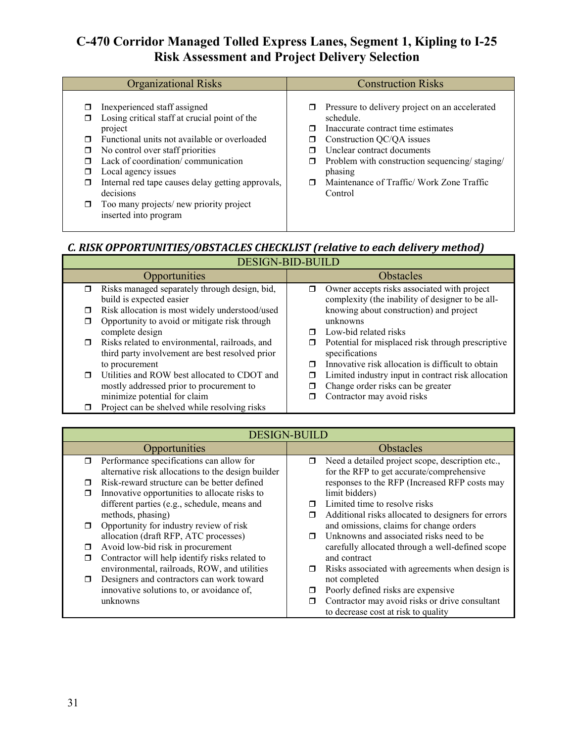# C-470 Corridor Managed Tolled Express Lanes, Segment 1, Kipling to I-25
## Risk Assessment and Project Delivery Selection

| Organizational Risks | Construction Risks |
|---|---|
| ☐ Inexperienced staff assigned<br>☐ Losing critical staff at crucial point of the project<br>☐ Functional units not available or overloaded<br>☐ No control over staff priorities<br>☐ Lack of coordination/ communication<br>☐ Local agency issues<br>☐ Internal red tape causes delay getting approvals, decisions<br>☐ Too many projects/ new priority project inserted into program | ☐ Pressure to delivery project on an accelerated schedule.<br>☐ Inaccurate contract time estimates<br>☐ Construction QC/QA issues<br>☐ Unclear contract documents<br>☐ Problem with construction sequencing/ staging/ phasing<br>☐ Maintenance of Traffic/ Work Zone Traffic Control |

### *C. RISK OPPORTUNITIES/OBSTACLES CHECKLIST (relative to each delivery method)*

| DESIGN-BID-BUILD | |
|---|---|
| Opportunities | Obstacles |
| ☐ Risks managed separately through design, bid, build is expected easier<br>☐ Risk allocation is most widely understood/used<br>☐ Opportunity to avoid or mitigate risk through complete design<br>☐ Risks related to environmental, railroads, and third party involvement are best resolved prior to procurement<br>☐ Utilities and ROW best allocated to CDOT and mostly addressed prior to procurement to minimize potential for claim<br>☐ Project can be shelved while resolving risks | ☐ Owner accepts risks associated with project complexity (the inability of designer to be all-knowing about construction) and project unknowns<br>☐ Low-bid related risks<br>☐ Potential for misplaced risk through prescriptive specifications<br>☐ Innovative risk allocation is difficult to obtain<br>☐ Limited industry input in contract risk allocation<br>☐ Change order risks can be greater<br>☐ Contractor may avoid risks |

| DESIGN-BUILD | |
|---|---|
| Opportunities | Obstacles |
| ☐ Performance specifications can allow for alternative risk allocations to the design builder<br>☐ Risk-reward structure can be better defined<br>☐ Innovative opportunities to allocate risks to different parties (e.g., schedule, means and methods, phasing)<br>☐ Opportunity for industry review of risk allocation (draft RFP, ATC processes)<br>☐ Avoid low-bid risk in procurement<br>☐ Contractor will help identify risks related to environmental, railroads, ROW, and utilities<br>☐ Designers and contractors can work toward innovative solutions to, or avoidance of, unknowns | ☐ Need a detailed project scope, description etc., for the RFP to get accurate/comprehensive responses to the RFP (Increased RFP costs may limit bidders)<br>☐ Limited time to resolve risks<br>☐ Additional risks allocated to designers for errors and omissions, claims for change orders<br>☐ Unknowns and associated risks need to be carefully allocated through a well-defined scope and contract<br>☐ Risks associated with agreements when design is not completed<br>☐ Poorly defined risks are expensive<br>☐ Contractor may avoid risks or drive consultant to decrease cost at risk to quality |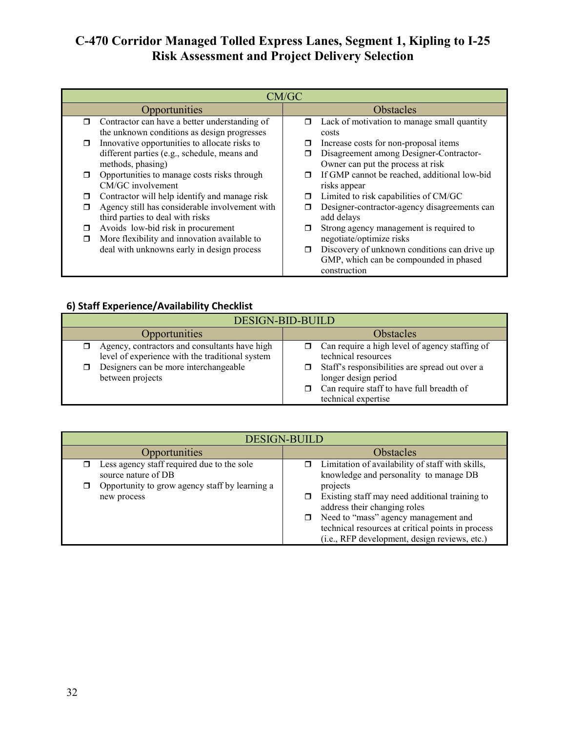# C-470 Corridor Managed Tolled Express Lanes, Segment 1, Kipling to I-25
# Risk Assessment and Project Delivery Selection

| CM/GC | |
|---|---|
| **Opportunities** | **Obstacles** |
| ❒ Contractor can have a better understanding of the unknown conditions as design progresses<br>❒ Innovative opportunities to allocate risks to different parties (e.g., schedule, means and methods, phasing)<br>❒ Opportunities to manage costs risks through CM/GC involvement<br>❒ Contractor will help identify and manage risk<br>❒ Agency still has considerable involvement with third parties to deal with risks<br>❒ Avoids low-bid risk in procurement<br>❒ More flexibility and innovation available to deal with unknowns early in design process | ❒ Lack of motivation to manage small quantity costs<br>❒ Increase costs for non-proposal items<br>❒ Disagreement among Designer-Contractor-Owner can put the process at risk<br>❒ If GMP cannot be reached, additional low-bid risks appear<br>❒ Limited to risk capabilities of CM/GC<br>❒ Designer-contractor-agency disagreements can add delays<br>❒ Strong agency management is required to negotiate/optimize risks<br>❒ Discovery of unknown conditions can drive up GMP, which can be compounded in phased construction |

## 6) Staff Experience/Availability Checklist

| DESIGN-BID-BUILD | |
|---|---|
| **Opportunities** | **Obstacles** |
| ❒ Agency, contractors and consultants have high level of experience with the traditional system<br>❒ Designers can be more interchangeable between projects | ❒ Can require a high level of agency staffing of technical resources<br>❒ Staff's responsibilities are spread out over a longer design period<br>❒ Can require staff to have full breadth of technical expertise |

| DESIGN-BUILD | |
|---|---|
| **Opportunities** | **Obstacles** |
| ❒ Less agency staff required due to the sole source nature of DB<br>❒ Opportunity to grow agency staff by learning a new process | ❒ Limitation of availability of staff with skills, knowledge and personality to manage DB projects<br>❒ Existing staff may need additional training to address their changing roles<br>❒ Need to "mass" agency management and technical resources at critical points in process (i.e., RFP development, design reviews, etc.) |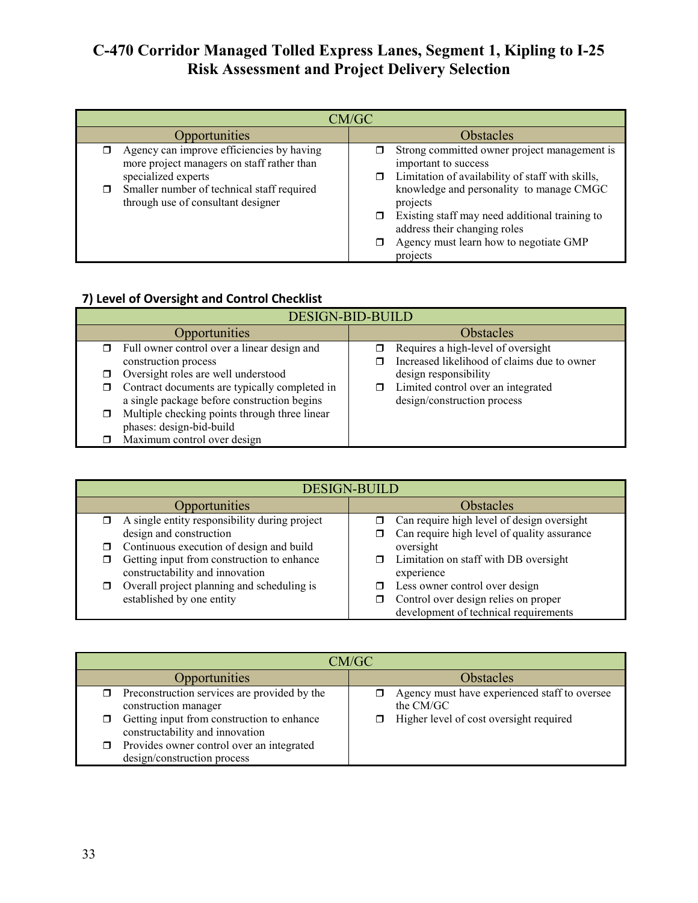| CM/GC | |
|---|---|
| Opportunities | Obstacles |
| - Agency can improve efficiencies by having more project managers on staff rather than specialized experts<br>- Smaller number of technical staff required through use of consultant designer | - Strong committed owner project management is important to success<br>- Limitation of availability of staff with skills, knowledge and personality to manage CMGC projects<br>- Existing staff may need additional training to address their changing roles<br>- Agency must learn how to negotiate GMP projects |

### 7) Level of Oversight and Control Checklist

| DESIGN-BID-BUILD | |
|---|---|
| Opportunities | Obstacles |
| - Full owner control over a linear design and construction process<br>- Oversight roles are well understood<br>- Contract documents are typically completed in a single package before construction begins<br>- Multiple checking points through three linear phases: design-bid-build<br>- Maximum control over design | - Requires a high-level of oversight<br>- Increased likelihood of claims due to owner design responsibility<br>- Limited control over an integrated design/construction process |

| DESIGN-BUILD | |
|---|---|
| Opportunities | Obstacles |
| - A single entity responsibility during project design and construction<br>- Continuous execution of design and build<br>- Getting input from construction to enhance constructability and innovation<br>- Overall project planning and scheduling is established by one entity | - Can require high level of design oversight<br>- Can require high level of quality assurance oversight<br>- Limitation on staff with DB oversight experience<br>- Less owner control over design<br>- Control over design relies on proper development of technical requirements |

| CM/GC | |
|---|---|
| Opportunities | Obstacles |
| - Preconstruction services are provided by the construction manager<br>- Getting input from construction to enhance constructability and innovation<br>- Provides owner control over an integrated design/construction process | - Agency must have experienced staff to oversee the CM/GC<br>- Higher level of cost oversight required |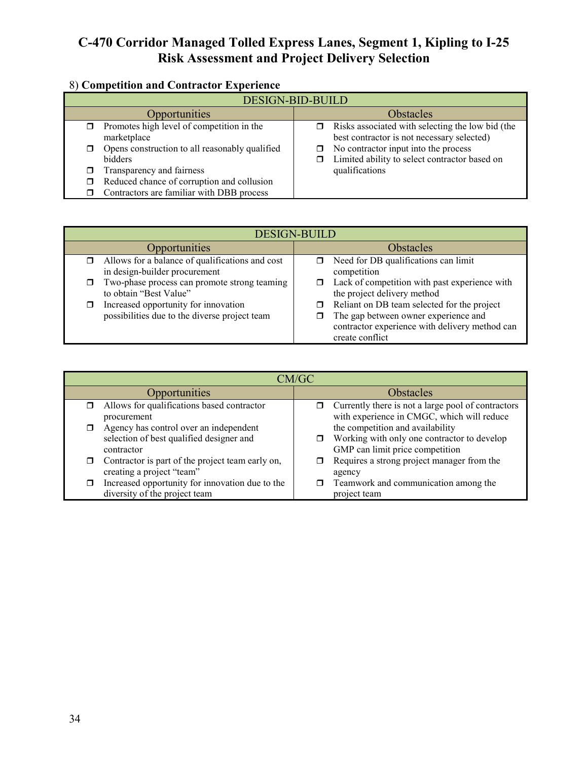# C-470 Corridor Managed Tolled Express Lanes, Segment 1, Kipling to I-25
# Risk Assessment and Project Delivery Selection

## 8) **Competition and Contractor Experience**

| DESIGN-BID-BUILD | |
|---|---|
| **Opportunities** | **Obstacles** |
| ❐ Promotes high level of competition in the marketplace<br>❐ Opens construction to all reasonably qualified bidders<br>❐ Transparency and fairness<br>❐ Reduced chance of corruption and collusion<br>❐ Contractors are familiar with DBB process | ❐ Risks associated with selecting the low bid (the best contractor is not necessary selected)<br>❐ No contractor input into the process<br>❐ Limited ability to select contractor based on qualifications |

| DESIGN-BUILD | |
|---|---|
| **Opportunities** | **Obstacles** |
| ❐ Allows for a balance of qualifications and cost in design-builder procurement<br>❐ Two-phase process can promote strong teaming to obtain "Best Value"<br>❐ Increased opportunity for innovation possibilities due to the diverse project team | ❐ Need for DB qualifications can limit competition<br>❐ Lack of competition with past experience with the project delivery method<br>❐ Reliant on DB team selected for the project<br>❐ The gap between owner experience and contractor experience with delivery method can create conflict |

| CM/GC | |
|---|---|
| **Opportunities** | **Obstacles** |
| ❐ Allows for qualifications based contractor procurement<br>❐ Agency has control over an independent selection of best qualified designer and contractor<br>❐ Contractor is part of the project team early on, creating a project "team"<br>❐ Increased opportunity for innovation due to the diversity of the project team | ❐ Currently there is not a large pool of contractors with experience in CMGC, which will reduce the competition and availability<br>❐ Working with only one contractor to develop GMP can limit price competition<br>❐ Requires a strong project manager from the agency<br>❐ Teamwork and communication among the project team |